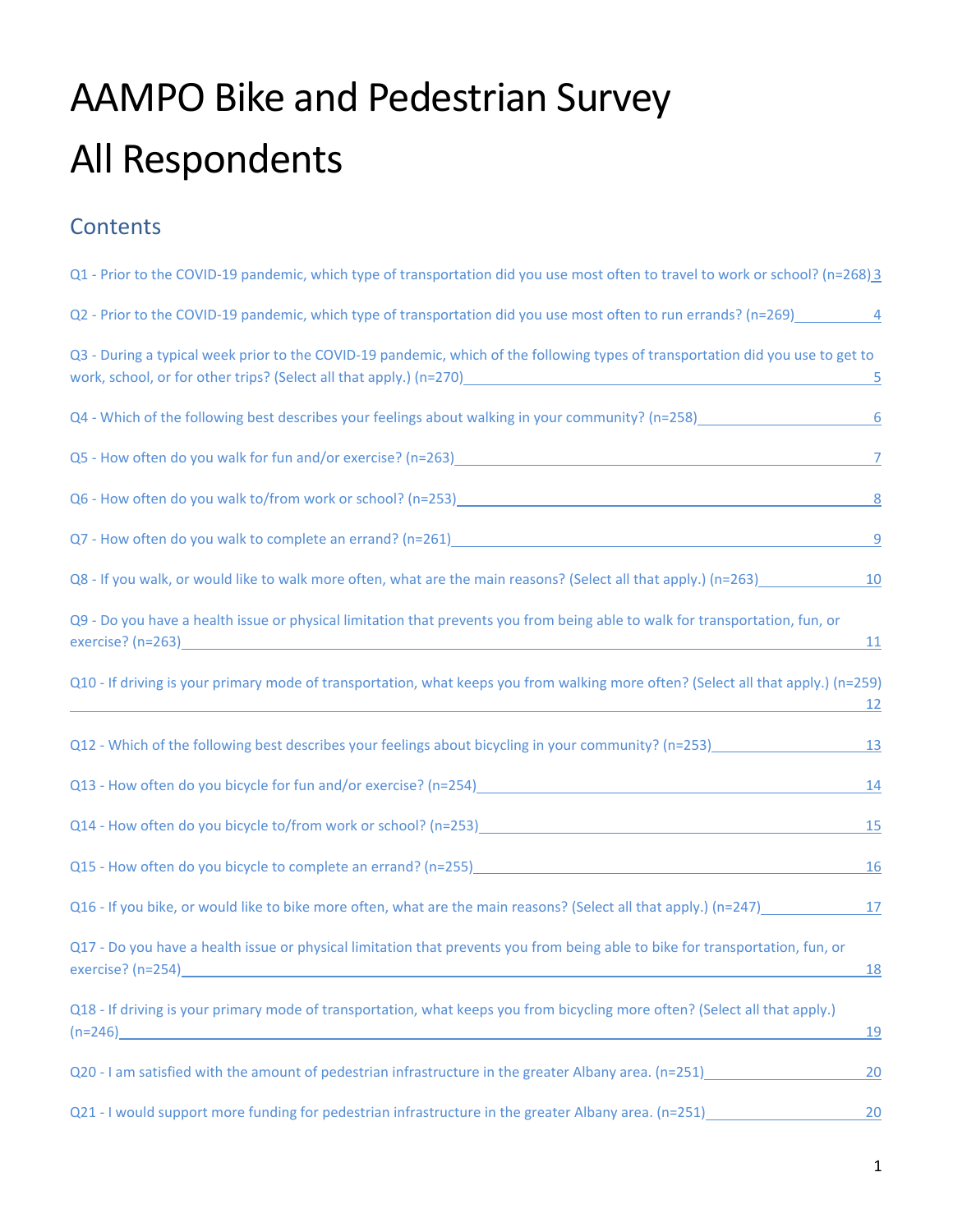# AAMPO Bike and Pedestrian Survey

# All Respondents

## Contents

Q1 - Prior to the COVID-19 pandemic, which type of transportation did you use most often to travel to work or school? (n=268) 3

Q2 - Prior to the COVID-19 pandemic, which type of transportation did you use most often to run errands? (n=269) 4

Q3 - During a typical week prior to the COVID-19 pandemic, which of the following types of transportation did you use to get to work, school, or for other trips? (Select all that apply.) (n=270) 5

Q4 - Which of the following best describes your feelings about walking in your community? (n=258) 6

Q5 - How often do you walk for fun and/or exercise? (n=263) 7

Q6 - How often do you walk to/from work or school? (n=253) 8

Q7 - How often do you walk to complete an errand? (n=261) 9

Q8 - If you walk, or would like to walk more often, what are the main reasons? (Select all that apply.) (n=263) 10

Q9 - Do you have a health issue or physical limitation that prevents you from being able to walk for transportation, fun, or exercise? (n=263) 11

Q10 - If driving is your primary mode of transportation, what keeps you from walking more often? (Select all that apply.) (n=259) 12

Q12 - Which of the following best describes your feelings about bicycling in your community? (n=253) 13

Q13 - How often do you bicycle for fun and/or exercise? (n=254) 14

Q14 - How often do you bicycle to/from work or school? (n=253) 15

Q15 - How often do you bicycle to complete an errand? (n=255) 16

Q16 - If you bike, or would like to bike more often, what are the main reasons? (Select all that apply.) (n=247) 17

Q17 - Do you have a health issue or physical limitation that prevents you from being able to bike for transportation, fun, or exercise? (n=254) 18

Q18 - If driving is your primary mode of transportation, what keeps you from bicycling more often? (Select all that apply.) (n=246) 19

Q20 - I am satisfied with the amount of pedestrian infrastructure in the greater Albany area. (n=251) 20

Q21 - I would support more funding for pedestrian infrastructure in the greater Albany area. (n=251) 20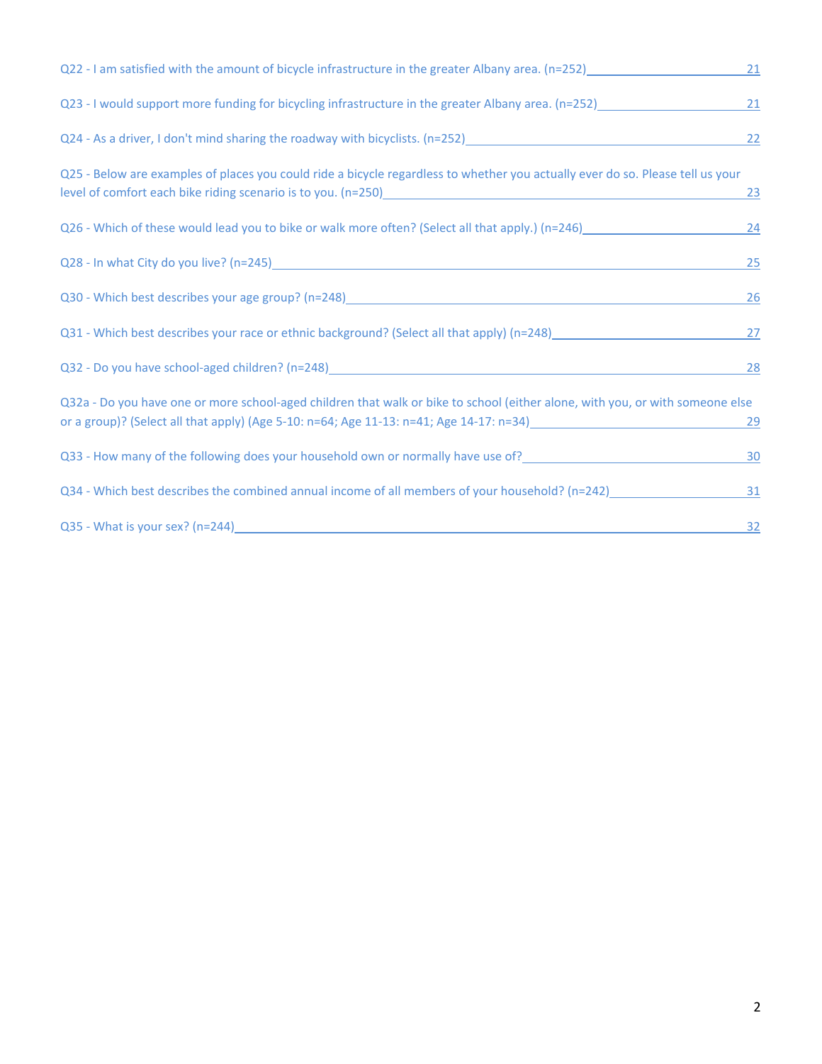Q22 - I am satisfied with the amount of bicycle infrastructure in the greater Albany area. (n=252) 21

Q23 - I would support more funding for bicycling infrastructure in the greater Albany area. (n=252) 21

Q24 - As a driver, I don't mind sharing the roadway with bicyclists. (n=252) 22

Q25 - Below are examples of places you could ride a bicycle regardless to whether you actually ever do so. Please tell us your level of comfort each bike riding scenario is to you. (n=250) 23

Q26 - Which of these would lead you to bike or walk more often? (Select all that apply.) (n=246) 24

Q28 - In what City do you live? (n=245) 25

Q30 - Which best describes your age group? (n=248) 26

Q31 - Which best describes your race or ethnic background? (Select all that apply) (n=248) 27

Q32 - Do you have school-aged children? (n=248) 28

Q32a - Do you have one or more school-aged children that walk or bike to school (either alone, with you, or with someone else or a group)? (Select all that apply) (Age 5-10: n=64; Age 11-13: n=41; Age 14-17: n=34) 29

Q33 - How many of the following does your household own or normally have use of? 30

Q34 - Which best describes the combined annual income of all members of your household? (n=242) 31

Q35 - What is your sex? (n=244) 32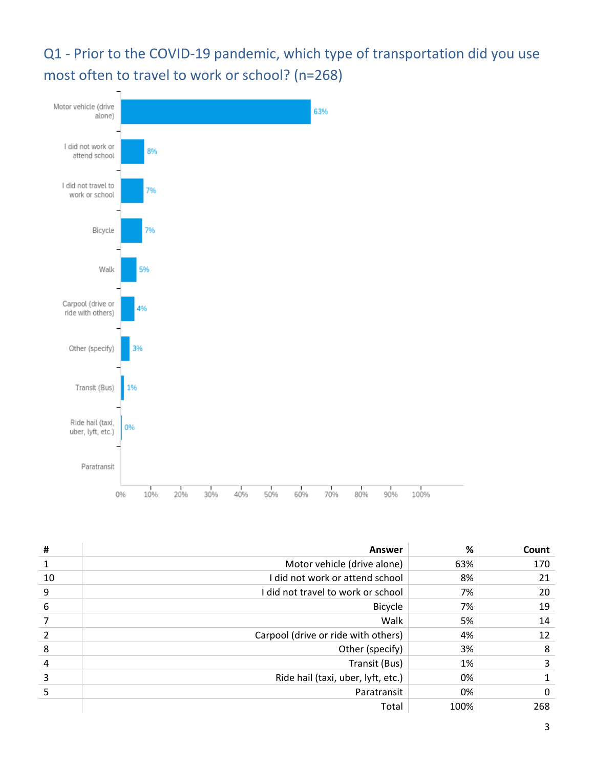## Q1 - Prior to the COVID-19 pandemic, which type of transportation did you use most often to travel to work or school? (n=268)

| # | Answer | % | Count |
|---|---|---|---|
| 1 | Motor vehicle (drive alone) | 63% | 170 |
| 10 | I did not work or attend school | 8% | 21 |
| 9 | I did not travel to work or school | 7% | 20 |
| 6 | Bicycle | 7% | 19 |
| 7 | Walk | 5% | 14 |
| 2 | Carpool (drive or ride with others) | 4% | 12 |
| 8 | Other (specify) | 3% | 8 |
| 4 | Transit (Bus) | 1% | 3 |
| 3 | Ride hail (taxi, uber, lyft, etc.) | 0% | 1 |
| 5 | Paratransit | 0% | 0 |
| | Total | 100% | 268 |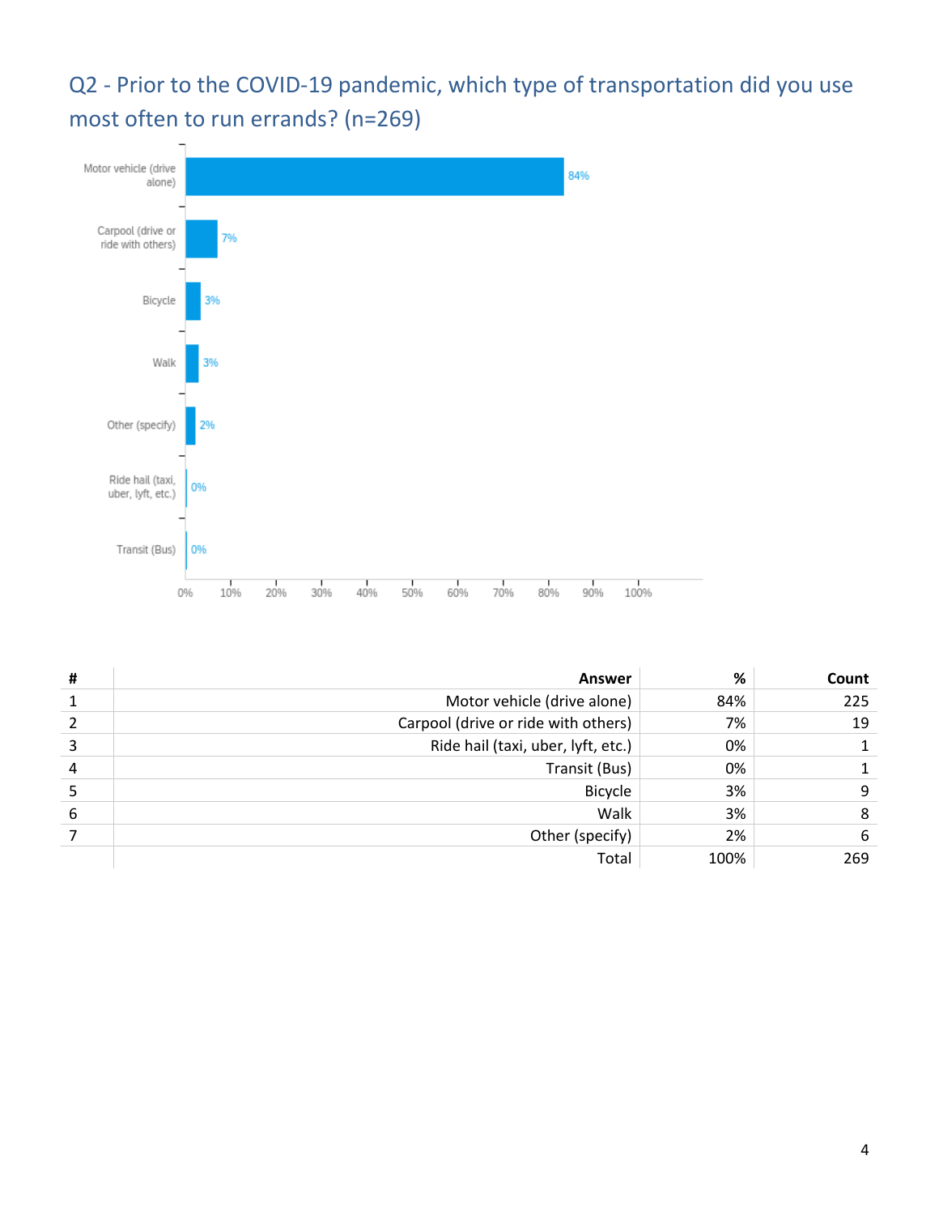## Q2 - Prior to the COVID-19 pandemic, which type of transportation did you use most often to run errands? (n=269)

| # | Answer | % | Count |
|---|---|---|---|
| 1 | Motor vehicle (drive alone) | 84% | 225 |
| 2 | Carpool (drive or ride with others) | 7% | 19 |
| 3 | Ride hail (taxi, uber, lyft, etc.) | 0% | 1 |
| 4 | Transit (Bus) | 0% | 1 |
| 5 | Bicycle | 3% | 9 |
| 6 | Walk | 3% | 8 |
| 7 | Other (specify) | 2% | 6 |
| | Total | 100% | 269 |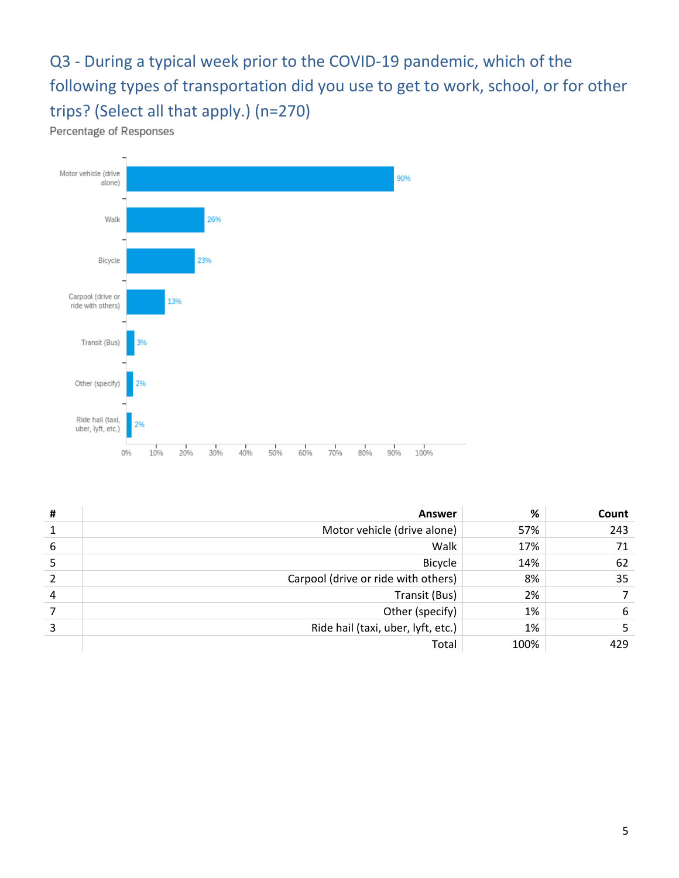## Q3 - During a typical week prior to the COVID-19 pandemic, which of the following types of transportation did you use to get to work, school, or for other trips? (Select all that apply.) (n=270)

Percentage of Responses

| Answer | Percentage |
|---|---|
| Motor vehicle (drive alone) | 90% |
| Walk | 26% |
| Bicycle | 23% |
| Carpool (drive or ride with others) | 13% |
| Transit (Bus) | 3% |
| Other (specify) | 2% |
| Ride hail (taxi, uber, lyft, etc.) | 2% |

| # | Answer | % | Count |
|---|---|---|---|
| 1 | Motor vehicle (drive alone) | 57% | 243 |
| 6 | Walk | 17% | 71 |
| 5 | Bicycle | 14% | 62 |
| 2 | Carpool (drive or ride with others) | 8% | 35 |
| 4 | Transit (Bus) | 2% | 7 |
| 7 | Other (specify) | 1% | 6 |
| 3 | Ride hail (taxi, uber, lyft, etc.) | 1% | 5 |
| | Total | 100% | 429 |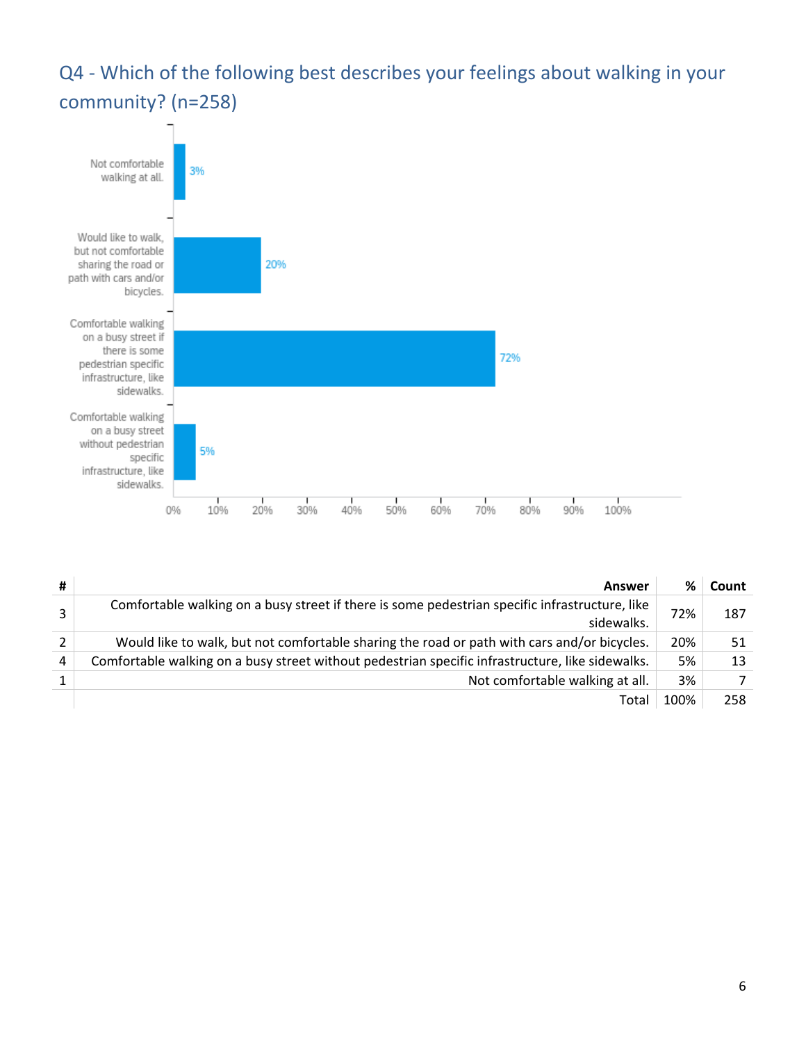## Q4 - Which of the following best describes your feelings about walking in your community? (n=258)

| # | Answer | % | Count |
|---|---|---|---|
| 3 | Comfortable walking on a busy street if there is some pedestrian specific infrastructure, like sidewalks. | 72% | 187 |
| 2 | Would like to walk, but not comfortable sharing the road or path with cars and/or bicycles. | 20% | 51 |
| 4 | Comfortable walking on a busy street without pedestrian specific infrastructure, like sidewalks. | 5% | 13 |
| 1 | Not comfortable walking at all. | 3% | 7 |
| | Total | 100% | 258 |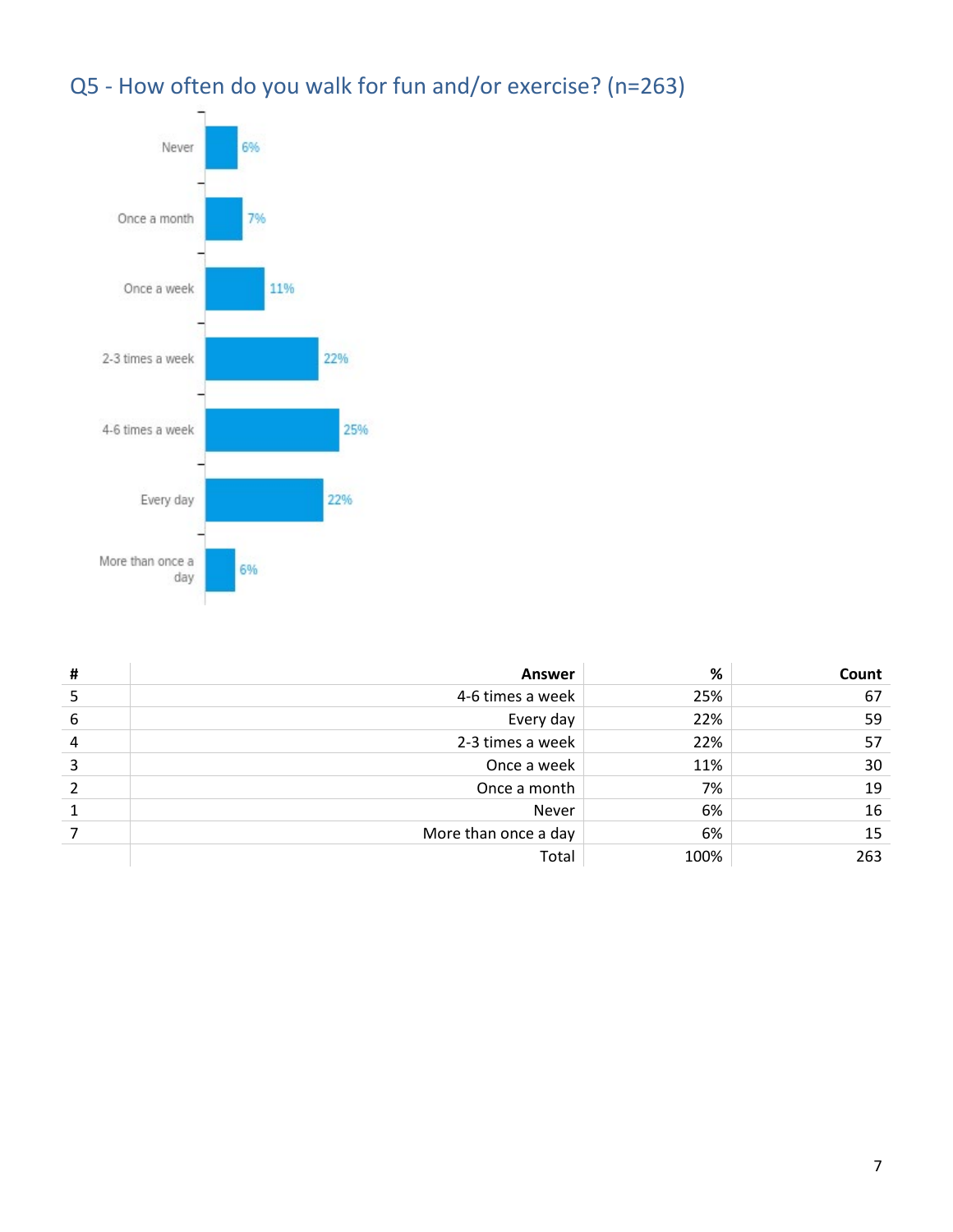## Q5 - How often do you walk for fun and/or exercise? (n=263)

| # | Answer | % | Count |
|---|---|---|---|
| 5 | 4-6 times a week | 25% | 67 |
| 6 | Every day | 22% | 59 |
| 4 | 2-3 times a week | 22% | 57 |
| 3 | Once a week | 11% | 30 |
| 2 | Once a month | 7% | 19 |
| 1 | Never | 6% | 16 |
| 7 | More than once a day | 6% | 15 |
| | Total | 100% | 263 |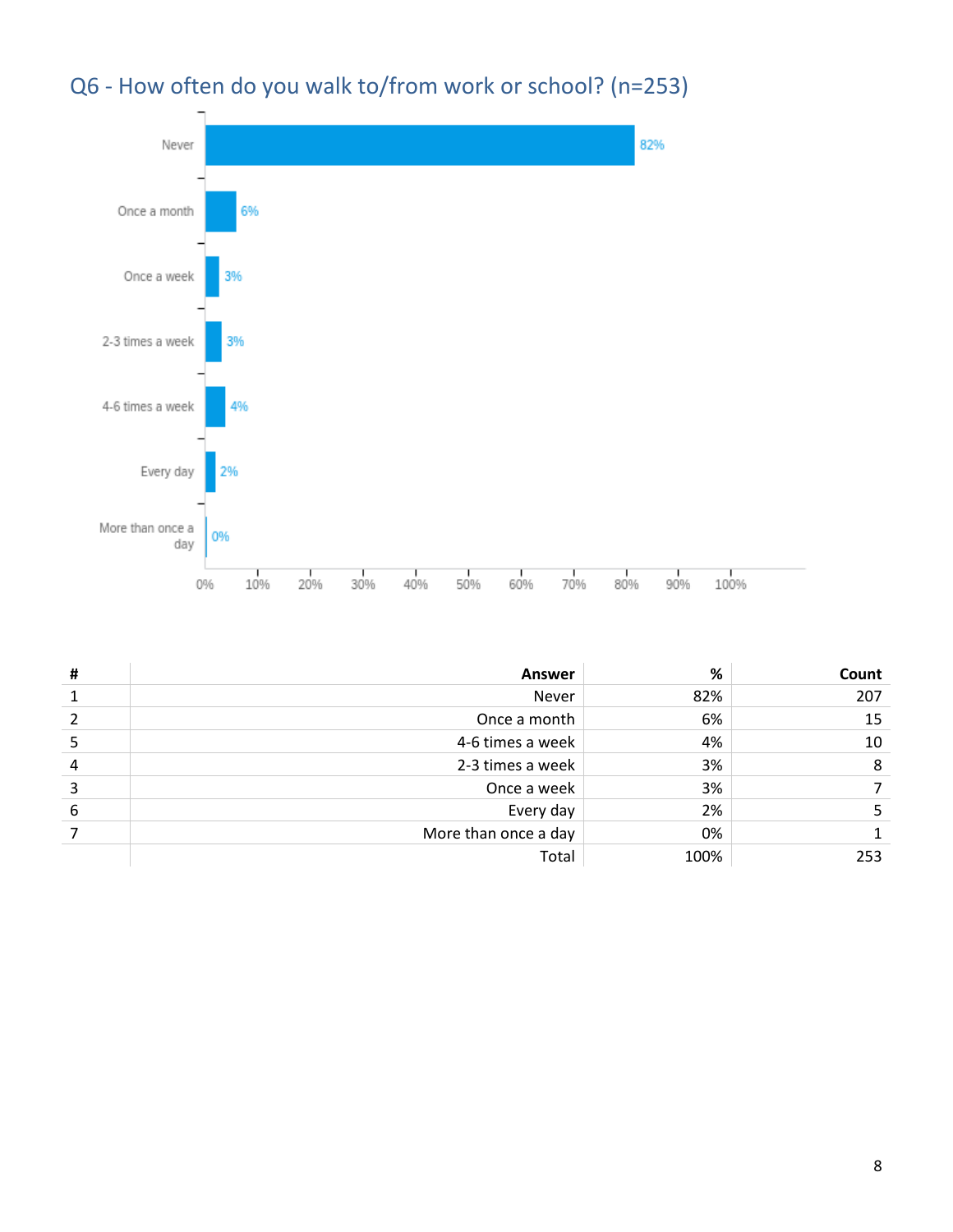## Q6 - How often do you walk to/from work or school? (n=253)

| # | Answer | % | Count |
|---|---|---|---|
| 1 | Never | 82% | 207 |
| 2 | Once a month | 6% | 15 |
| 5 | 4-6 times a week | 4% | 10 |
| 4 | 2-3 times a week | 3% | 8 |
| 3 | Once a week | 3% | 7 |
| 6 | Every day | 2% | 5 |
| 7 | More than once a day | 0% | 1 |
| | Total | 100% | 253 |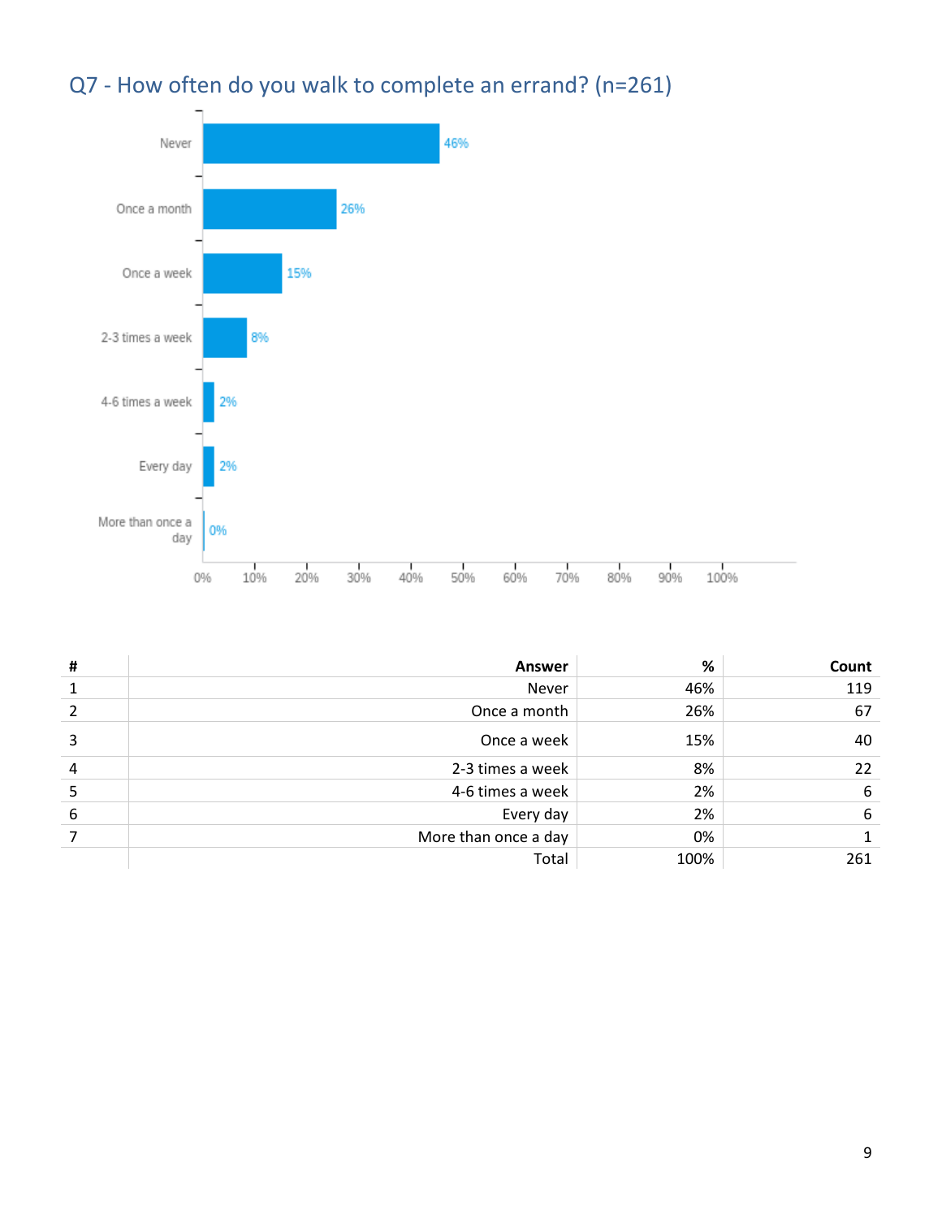## Q7 - How often do you walk to complete an errand? (n=261)

| # | Answer | % | Count |
|---|---|---|---|
| 1 | Never | 46% | 119 |
| 2 | Once a month | 26% | 67 |
| 3 | Once a week | 15% | 40 |
| 4 | 2-3 times a week | 8% | 22 |
| 5 | 4-6 times a week | 2% | 6 |
| 6 | Every day | 2% | 6 |
| 7 | More than once a day | 0% | 1 |
| | Total | 100% | 261 |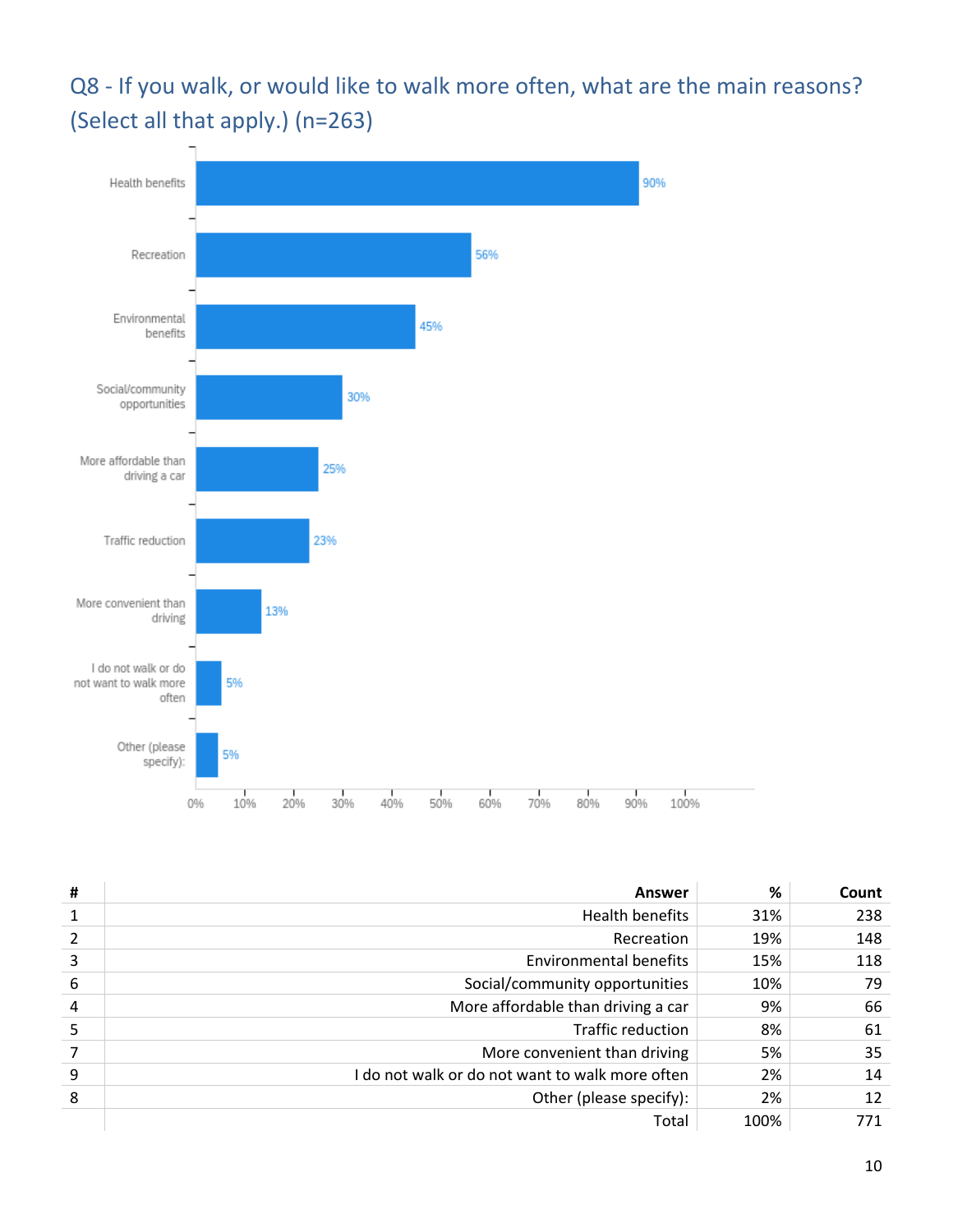## Q8 - If you walk, or would like to walk more often, what are the main reasons? (Select all that apply.) (n=263)

| Answer | % |
|---|---|
| Health benefits | 90% |
| Recreation | 56% |
| Environmental benefits | 45% |
| Social/community opportunities | 30% |
| More affordable than driving a car | 25% |
| Traffic reduction | 23% |
| More convenient than driving | 13% |
| I do not walk or do not want to walk more often | 5% |
| Other (please specify): | 5% |

| # | Answer | % | Count |
|---|---|---|---|
| 1 | Health benefits | 31% | 238 |
| 2 | Recreation | 19% | 148 |
| 3 | Environmental benefits | 15% | 118 |
| 6 | Social/community opportunities | 10% | 79 |
| 4 | More affordable than driving a car | 9% | 66 |
| 5 | Traffic reduction | 8% | 61 |
| 7 | More convenient than driving | 5% | 35 |
| 9 | I do not walk or do not want to walk more often | 2% | 14 |
| 8 | Other (please specify): | 2% | 12 |
| | Total | 100% | 771 |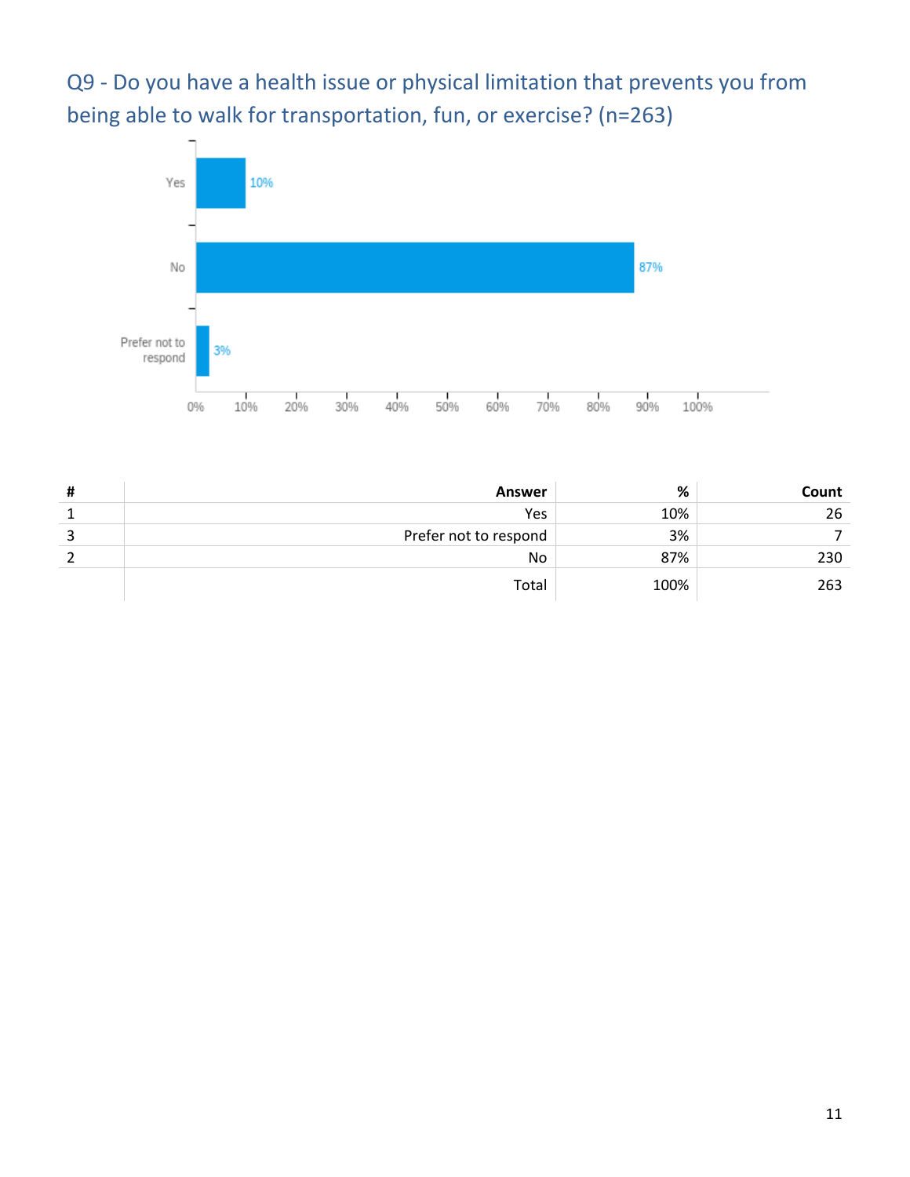## Q9 - Do you have a health issue or physical limitation that prevents you from being able to walk for transportation, fun, or exercise? (n=263)

| # | Answer | % | Count |
|---|---|---|---|
| 1 | Yes | 10% | 26 |
| 3 | Prefer not to respond | 3% | 7 |
| 2 | No | 87% | 230 |
| | Total | 100% | 263 |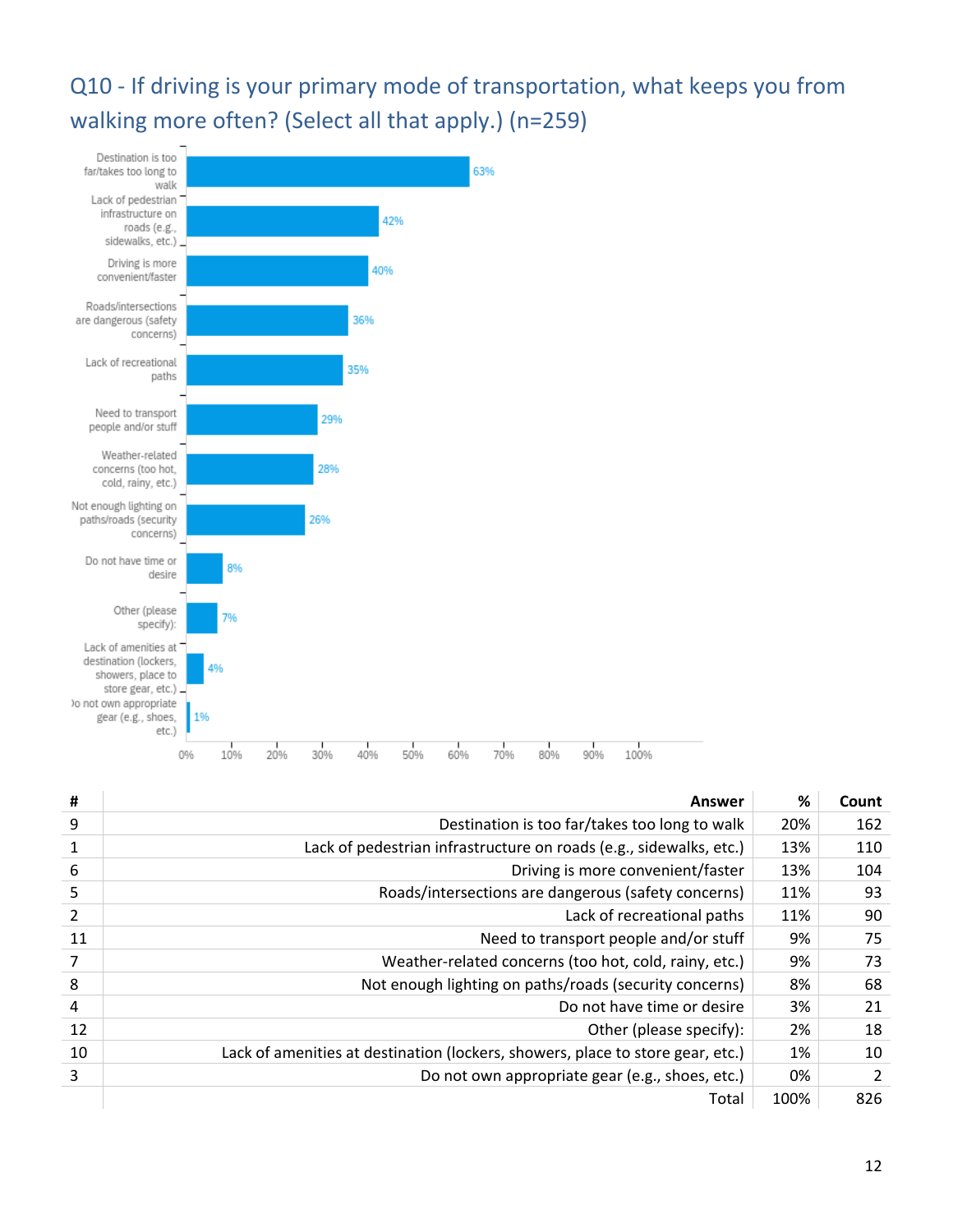## Q10 - If driving is your primary mode of transportation, what keeps you from walking more often? (Select all that apply.) (n=259)

| Answer | % |
|---|---|
| Destination is too far/takes too long to walk | 63% |
| Lack of pedestrian infrastructure on roads (e.g., sidewalks, etc.) | 42% |
| Driving is more convenient/faster | 40% |
| Roads/intersections are dangerous (safety concerns) | 36% |
| Lack of recreational paths | 35% |
| Need to transport people and/or stuff | 29% |
| Weather-related concerns (too hot, cold, rainy, etc.) | 28% |
| Not enough lighting on paths/roads (security concerns) | 26% |
| Do not have time or desire | 8% |
| Other (please specify): | 7% |
| Lack of amenities at destination (lockers, showers, place to store gear, etc.) | 4% |
| Do not own appropriate gear (e.g., shoes, etc.) | 1% |

| # | Answer | % | Count |
|---|---|---|---|
| 9 | Destination is too far/takes too long to walk | 20% | 162 |
| 1 | Lack of pedestrian infrastructure on roads (e.g., sidewalks, etc.) | 13% | 110 |
| 6 | Driving is more convenient/faster | 13% | 104 |
| 5 | Roads/intersections are dangerous (safety concerns) | 11% | 93 |
| 2 | Lack of recreational paths | 11% | 90 |
| 11 | Need to transport people and/or stuff | 9% | 75 |
| 7 | Weather-related concerns (too hot, cold, rainy, etc.) | 9% | 73 |
| 8 | Not enough lighting on paths/roads (security concerns) | 8% | 68 |
| 4 | Do not have time or desire | 3% | 21 |
| 12 | Other (please specify): | 2% | 18 |
| 10 | Lack of amenities at destination (lockers, showers, place to store gear, etc.) | 1% | 10 |
| 3 | Do not own appropriate gear (e.g., shoes, etc.) | 0% | 2 |
| | Total | 100% | 826 |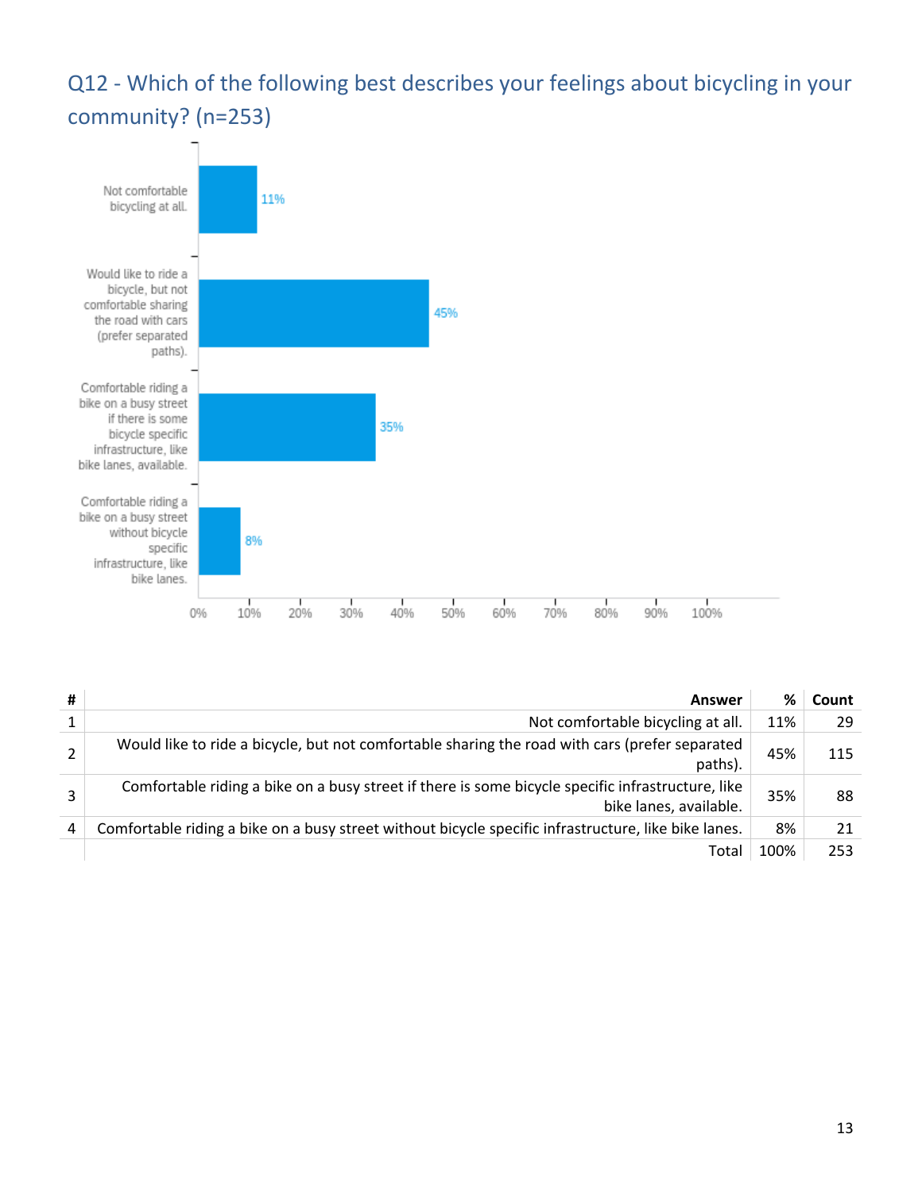## Q12 - Which of the following best describes your feelings about bicycling in your community? (n=253)

| # | Answer | % | Count |
|---|---|---|---|
| 1 | Not comfortable bicycling at all. | 11% | 29 |
| 2 | Would like to ride a bicycle, but not comfortable sharing the road with cars (prefer separated paths). | 45% | 115 |
| 3 | Comfortable riding a bike on a busy street if there is some bicycle specific infrastructure, like bike lanes, available. | 35% | 88 |
| 4 | Comfortable riding a bike on a busy street without bicycle specific infrastructure, like bike lanes. | 8% | 21 |
| | Total | 100% | 253 |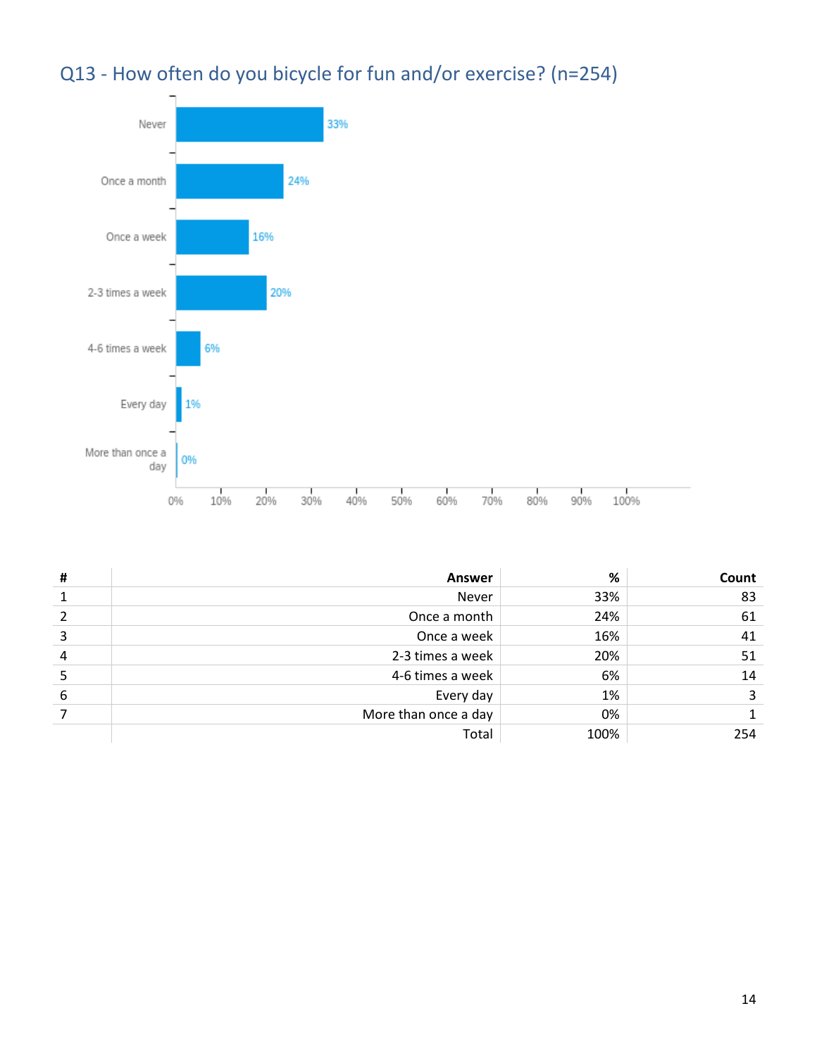## Q13 - How often do you bicycle for fun and/or exercise? (n=254)

| # | Answer | % | Count |
|---|---|---|---|
| 1 | Never | 33% | 83 |
| 2 | Once a month | 24% | 61 |
| 3 | Once a week | 16% | 41 |
| 4 | 2-3 times a week | 20% | 51 |
| 5 | 4-6 times a week | 6% | 14 |
| 6 | Every day | 1% | 3 |
| 7 | More than once a day | 0% | 1 |
| | Total | 100% | 254 |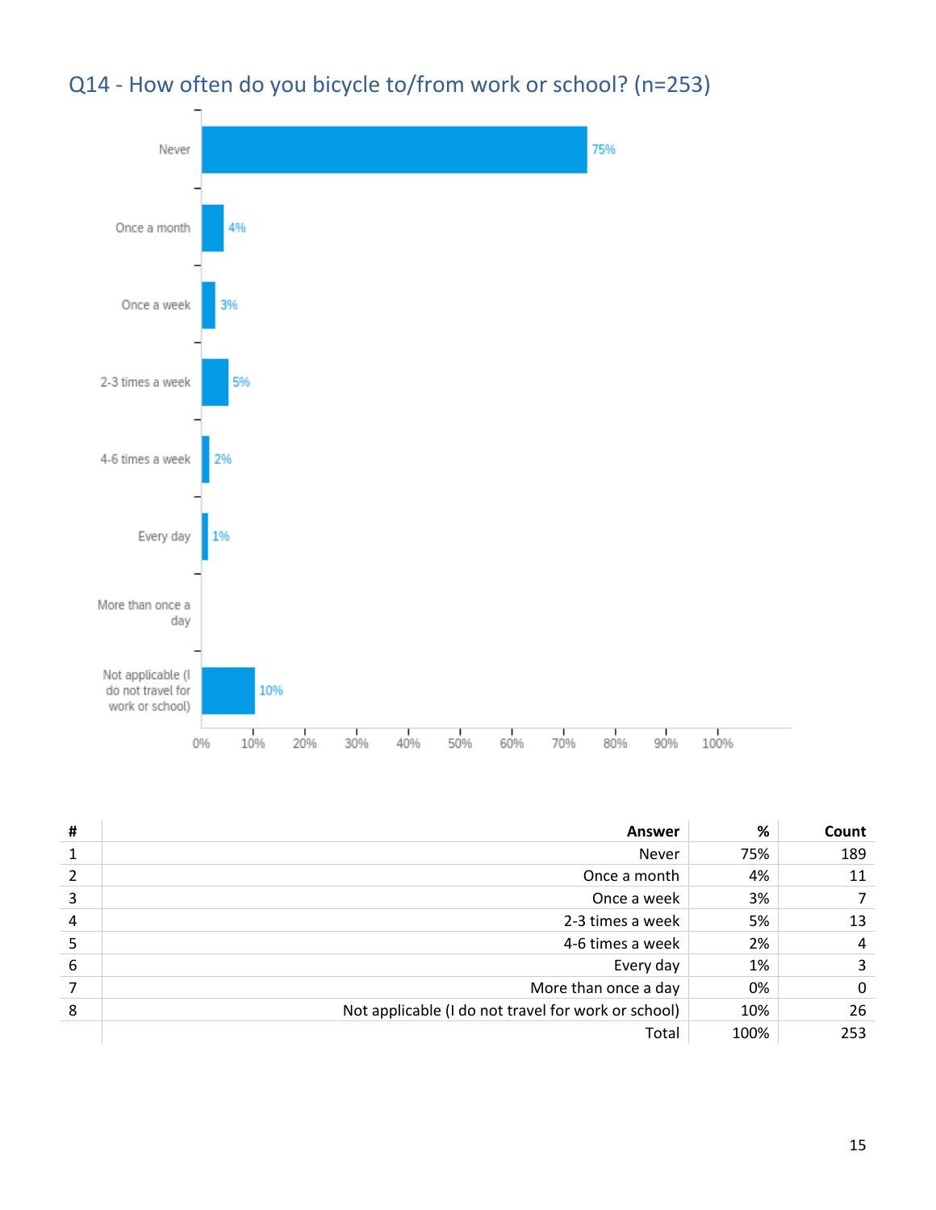## Q14 - How often do you bicycle to/from work or school? (n=253)

| # | Answer | % | Count |
|---|---|---|---|
| 1 | Never | 75% | 189 |
| 2 | Once a month | 4% | 11 |
| 3 | Once a week | 3% | 7 |
| 4 | 2-3 times a week | 5% | 13 |
| 5 | 4-6 times a week | 2% | 4 |
| 6 | Every day | 1% | 3 |
| 7 | More than once a day | 0% | 0 |
| 8 | Not applicable (I do not travel for work or school) | 10% | 26 |
| | Total | 100% | 253 |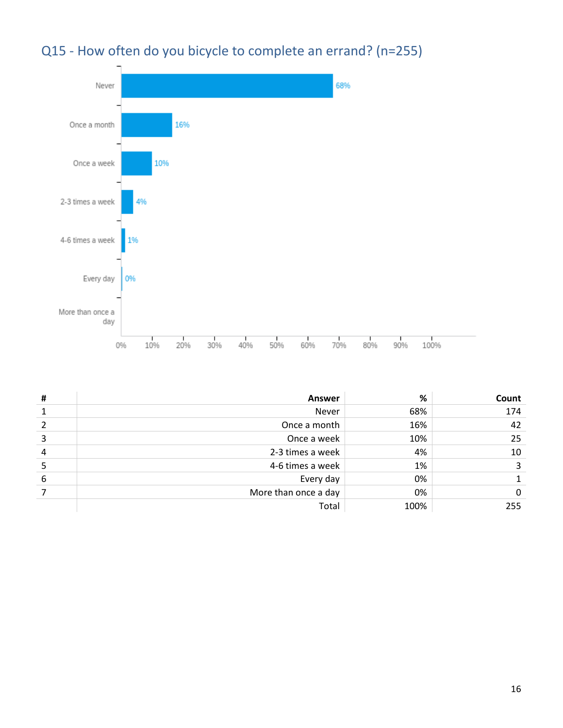## Q15 - How often do you bicycle to complete an errand? (n=255)

| # | Answer | % | Count |
|---|---|---|---|
| 1 | Never | 68% | 174 |
| 2 | Once a month | 16% | 42 |
| 3 | Once a week | 10% | 25 |
| 4 | 2-3 times a week | 4% | 10 |
| 5 | 4-6 times a week | 1% | 3 |
| 6 | Every day | 0% | 1 |
| 7 | More than once a day | 0% | 0 |
| | Total | 100% | 255 |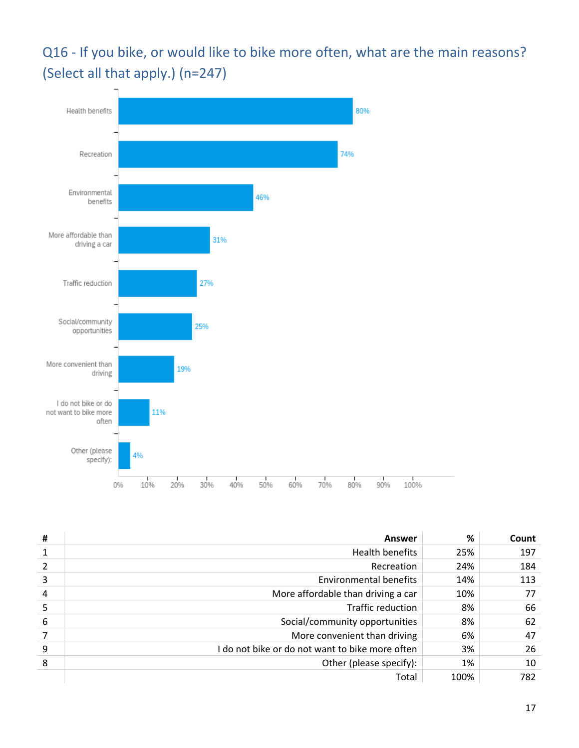## Q16 - If you bike, or would like to bike more often, what are the main reasons? (Select all that apply.) (n=247)

| Answer | % |
|---|---|
| Health benefits | 80% |
| Recreation | 74% |
| Environmental benefits | 46% |
| More affordable than driving a car | 31% |
| Traffic reduction | 27% |
| Social/community opportunities | 25% |
| More convenient than driving | 19% |
| I do not bike or do not want to bike more often | 11% |
| Other (please specify): | 4% |

| # | Answer | % | Count |
|---|---|---|---|
| 1 | Health benefits | 25% | 197 |
| 2 | Recreation | 24% | 184 |
| 3 | Environmental benefits | 14% | 113 |
| 4 | More affordable than driving a car | 10% | 77 |
| 5 | Traffic reduction | 8% | 66 |
| 6 | Social/community opportunities | 8% | 62 |
| 7 | More convenient than driving | 6% | 47 |
| 9 | I do not bike or do not want to bike more often | 3% | 26 |
| 8 | Other (please specify): | 1% | 10 |
| | Total | 100% | 782 |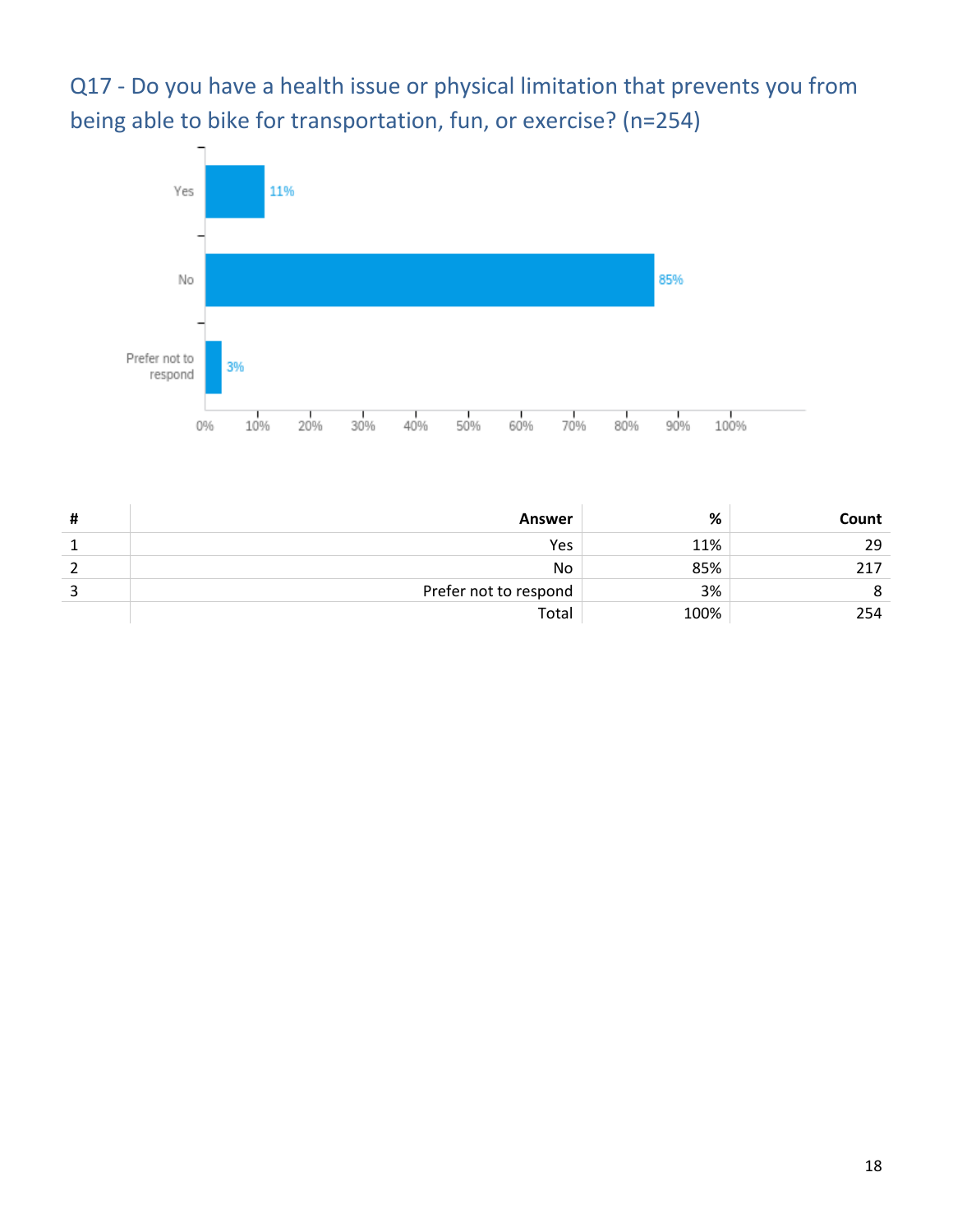## Q17 - Do you have a health issue or physical limitation that prevents you from being able to bike for transportation, fun, or exercise? (n=254)

| # | Answer | % | Count |
|---|---|---|---|
| 1 | Yes | 11% | 29 |
| 2 | No | 85% | 217 |
| 3 | Prefer not to respond | 3% | 8 |
| | Total | 100% | 254 |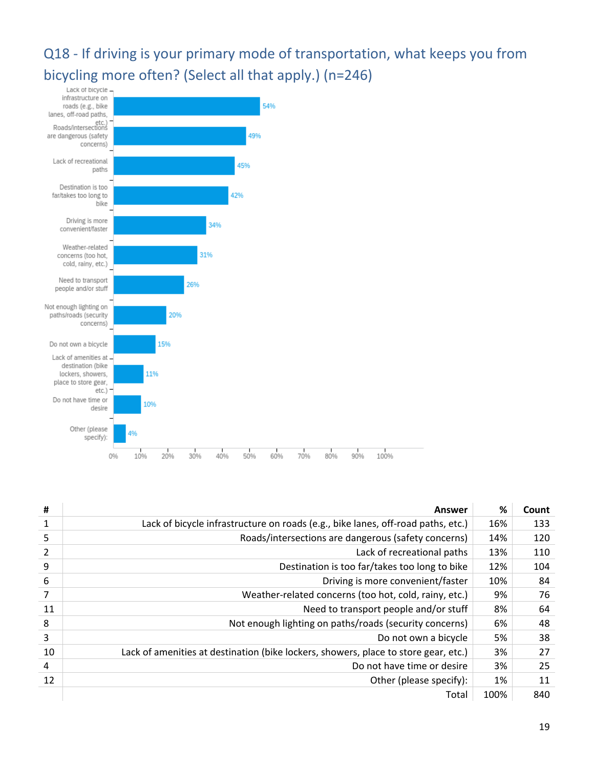## Q18 - If driving is your primary mode of transportation, what keeps you from bicycling more often? (Select all that apply.) (n=246)

| Answer | % |
|---|---|
| Lack of bicycle infrastructure on roads (e.g., bike lanes, off-road paths, etc.) | 54% |
| Roads/intersections are dangerous (safety concerns) | 49% |
| Lack of recreational paths | 45% |
| Destination is too far/takes too long to bike | 42% |
| Driving is more convenient/faster | 34% |
| Weather-related concerns (too hot, cold, rainy, etc.) | 31% |
| Need to transport people and/or stuff | 26% |
| Not enough lighting on paths/roads (security concerns) | 20% |
| Do not own a bicycle | 15% |
| Lack of amenities at destination (bike lockers, showers, place to store gear, etc.) | 11% |
| Do not have time or desire | 10% |
| Other (please specify): | 4% |

| # | Answer | % | Count |
|---|---|---|---|
| 1 | Lack of bicycle infrastructure on roads (e.g., bike lanes, off-road paths, etc.) | 16% | 133 |
| 5 | Roads/intersections are dangerous (safety concerns) | 14% | 120 |
| 2 | Lack of recreational paths | 13% | 110 |
| 9 | Destination is too far/takes too long to bike | 12% | 104 |
| 6 | Driving is more convenient/faster | 10% | 84 |
| 7 | Weather-related concerns (too hot, cold, rainy, etc.) | 9% | 76 |
| 11 | Need to transport people and/or stuff | 8% | 64 |
| 8 | Not enough lighting on paths/roads (security concerns) | 6% | 48 |
| 3 | Do not own a bicycle | 5% | 38 |
| 10 | Lack of amenities at destination (bike lockers, showers, place to store gear, etc.) | 3% | 27 |
| 4 | Do not have time or desire | 3% | 25 |
| 12 | Other (please specify): | 1% | 11 |
| | Total | 100% | 840 |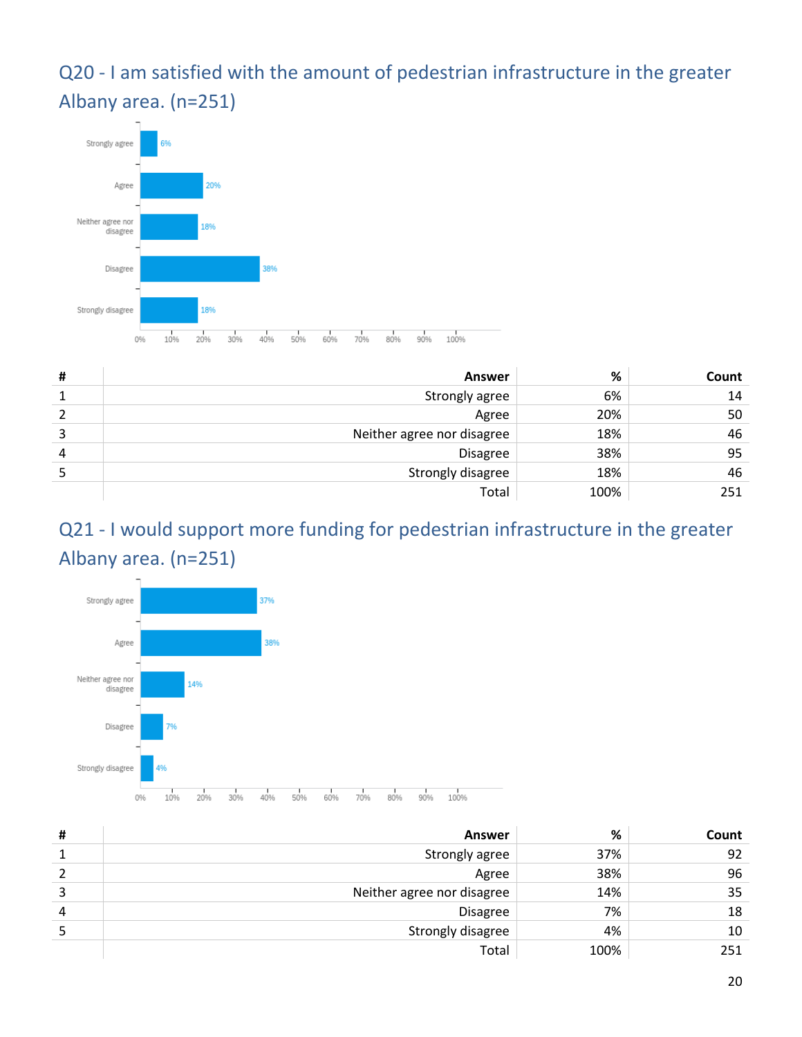## Q20 - I am satisfied with the amount of pedestrian infrastructure in the greater Albany area. (n=251)

| # | Answer | % | Count |
|---|---|---|---|
| 1 | Strongly agree | 6% | 14 |
| 2 | Agree | 20% | 50 |
| 3 | Neither agree nor disagree | 18% | 46 |
| 4 | Disagree | 38% | 95 |
| 5 | Strongly disagree | 18% | 46 |
| | Total | 100% | 251 |

## Q21 - I would support more funding for pedestrian infrastructure in the greater Albany area. (n=251)

| # | Answer | % | Count |
|---|---|---|---|
| 1 | Strongly agree | 37% | 92 |
| 2 | Agree | 38% | 96 |
| 3 | Neither agree nor disagree | 14% | 35 |
| 4 | Disagree | 7% | 18 |
| 5 | Strongly disagree | 4% | 10 |
| | Total | 100% | 251 |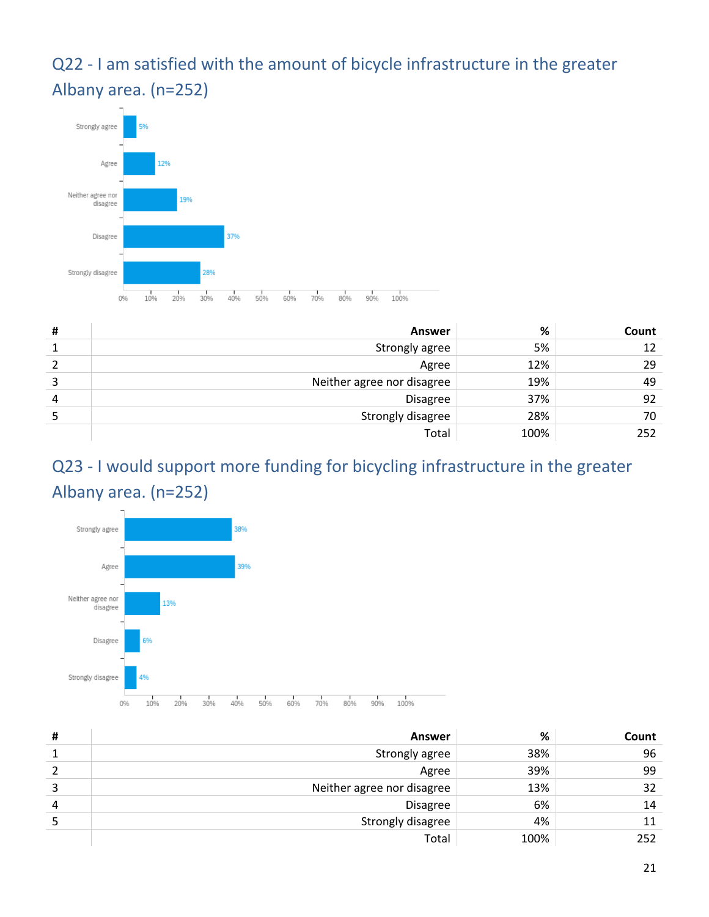## Q22 - I am satisfied with the amount of bicycle infrastructure in the greater Albany area. (n=252)

| # | Answer | % | Count |
|---|---|---|---|
| 1 | Strongly agree | 5% | 12 |
| 2 | Agree | 12% | 29 |
| 3 | Neither agree nor disagree | 19% | 49 |
| 4 | Disagree | 37% | 92 |
| 5 | Strongly disagree | 28% | 70 |
| | Total | 100% | 252 |

## Q23 - I would support more funding for bicycling infrastructure in the greater Albany area. (n=252)

| # | Answer | % | Count |
|---|---|---|---|
| 1 | Strongly agree | 38% | 96 |
| 2 | Agree | 39% | 99 |
| 3 | Neither agree nor disagree | 13% | 32 |
| 4 | Disagree | 6% | 14 |
| 5 | Strongly disagree | 4% | 11 |
| | Total | 100% | 252 |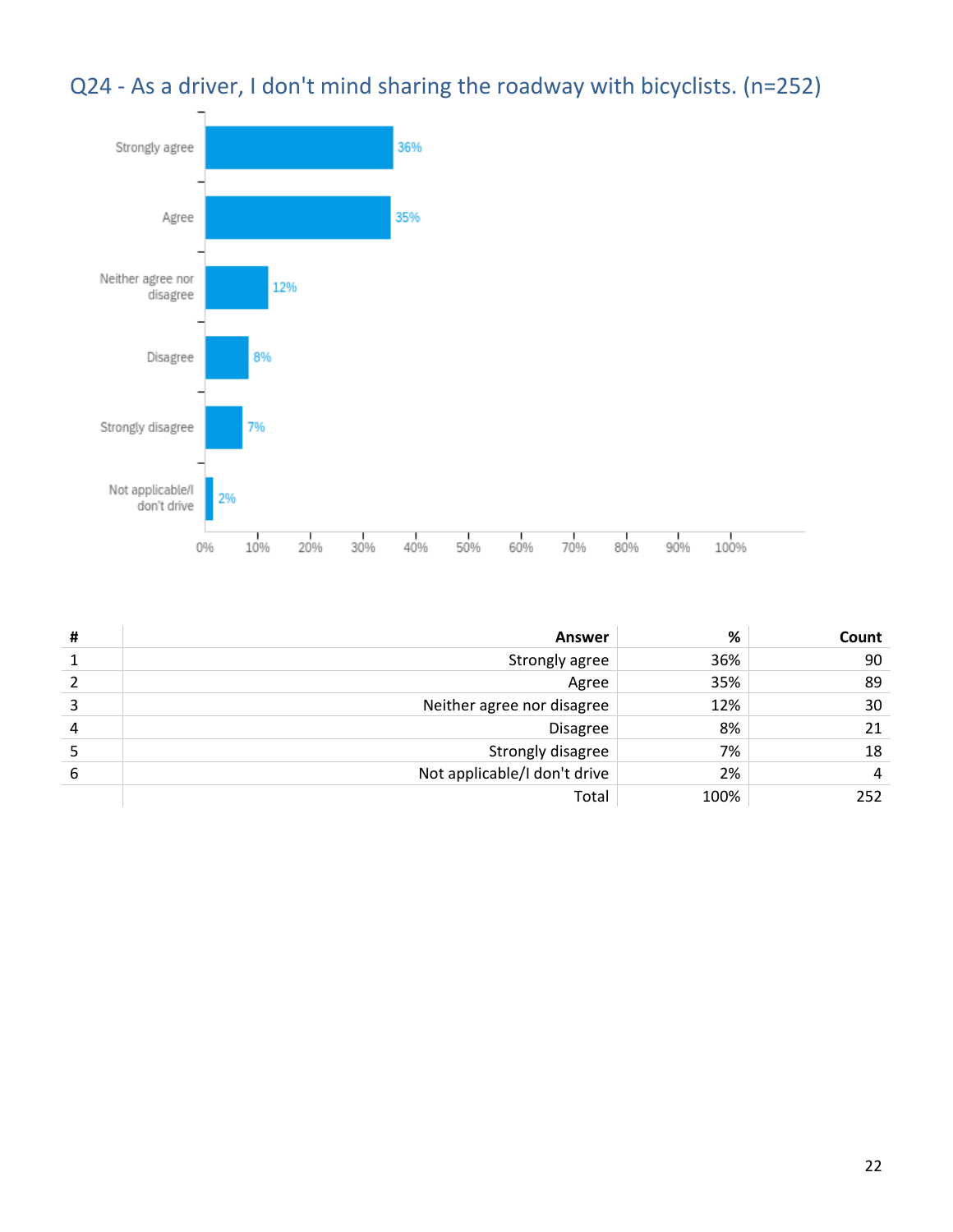## Q24 - As a driver, I don't mind sharing the roadway with bicyclists. (n=252)

| # | Answer | % | Count |
|---|---|---|---|
| 1 | Strongly agree | 36% | 90 |
| 2 | Agree | 35% | 89 |
| 3 | Neither agree nor disagree | 12% | 30 |
| 4 | Disagree | 8% | 21 |
| 5 | Strongly disagree | 7% | 18 |
| 6 | Not applicable/I don't drive | 2% | 4 |
| | Total | 100% | 252 |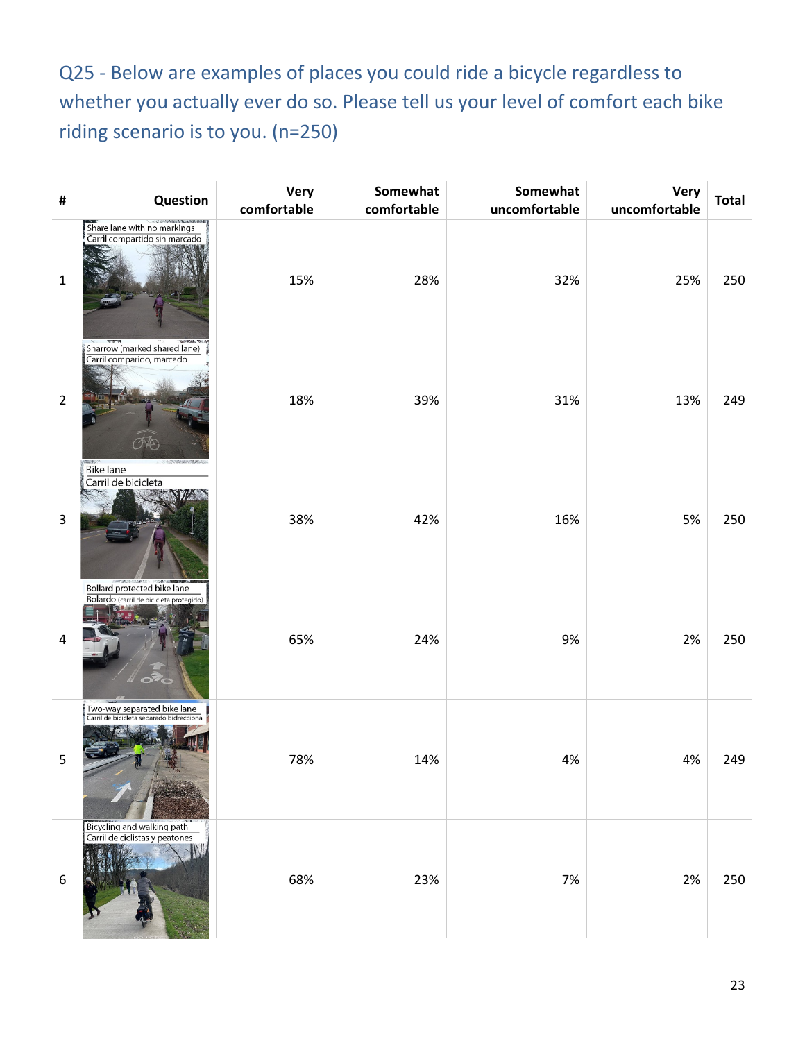## Q25 - Below are examples of places you could ride a bicycle regardless to whether you actually ever do so. Please tell us your level of comfort each bike riding scenario is to you. (n=250)

| # | Question | Very comfortable | Somewhat comfortable | Somewhat uncomfortable | Very uncomfortable | Total |
|---|---|---|---|---|---|---|
| 1 | Share lane with no markings / Carril compartido sin marcado | 15% | 28% | 32% | 25% | 250 |
| 2 | Sharrow (marked shared lane) / Carril comparido, marcado | 18% | 39% | 31% | 13% | 249 |
| 3 | Bike lane / Carril de bicicleta | 38% | 42% | 16% | 5% | 250 |
| 4 | Bollard protected bike lane / Bolardo (carril de bicicleta protegido) | 65% | 24% | 9% | 2% | 250 |
| 5 | Two-way separated bike lane / Carril de bicicleta separado bidreccional | 78% | 14% | 4% | 4% | 249 |
| 6 | Bicycling and walking path / Carril de ciclistas y peatones | 68% | 23% | 7% | 2% | 250 |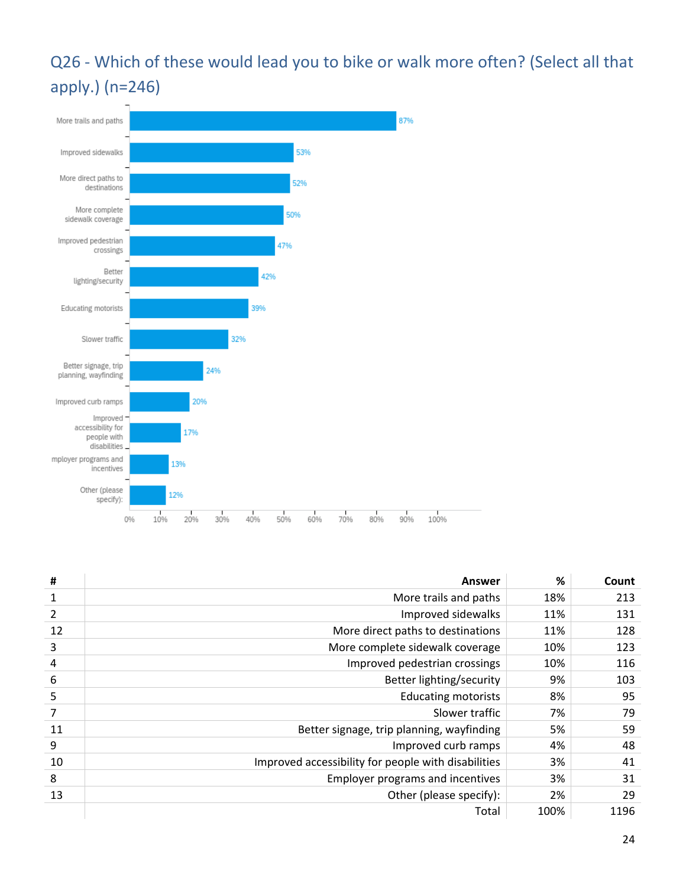## Q26 - Which of these would lead you to bike or walk more often? (Select all that apply.) (n=246)

More trails and paths 87%

Improved sidewalks 53%

More direct paths to destinations 52%

More complete sidewalk coverage 50%

Improved pedestrian crossings 47%

Better lighting/security 42%

Educating motorists 39%

Slower traffic 32%

Better signage, trip planning, wayfinding 24%

Improved curb ramps 20%

Improved accessibility for people with disabilities 17%

mployer programs and incentives 13%

Other (please specify): 12%

0% 10% 20% 30% 40% 50% 60% 70% 80% 90% 100%

| # | Answer | % | Count |
|---|---|---|---|
| 1 | More trails and paths | 18% | 213 |
| 2 | Improved sidewalks | 11% | 131 |
| 12 | More direct paths to destinations | 11% | 128 |
| 3 | More complete sidewalk coverage | 10% | 123 |
| 4 | Improved pedestrian crossings | 10% | 116 |
| 6 | Better lighting/security | 9% | 103 |
| 5 | Educating motorists | 8% | 95 |
| 7 | Slower traffic | 7% | 79 |
| 11 | Better signage, trip planning, wayfinding | 5% | 59 |
| 9 | Improved curb ramps | 4% | 48 |
| 10 | Improved accessibility for people with disabilities | 3% | 41 |
| 8 | Employer programs and incentives | 3% | 31 |
| 13 | Other (please specify): | 2% | 29 |
| | Total | 100% | 1196 |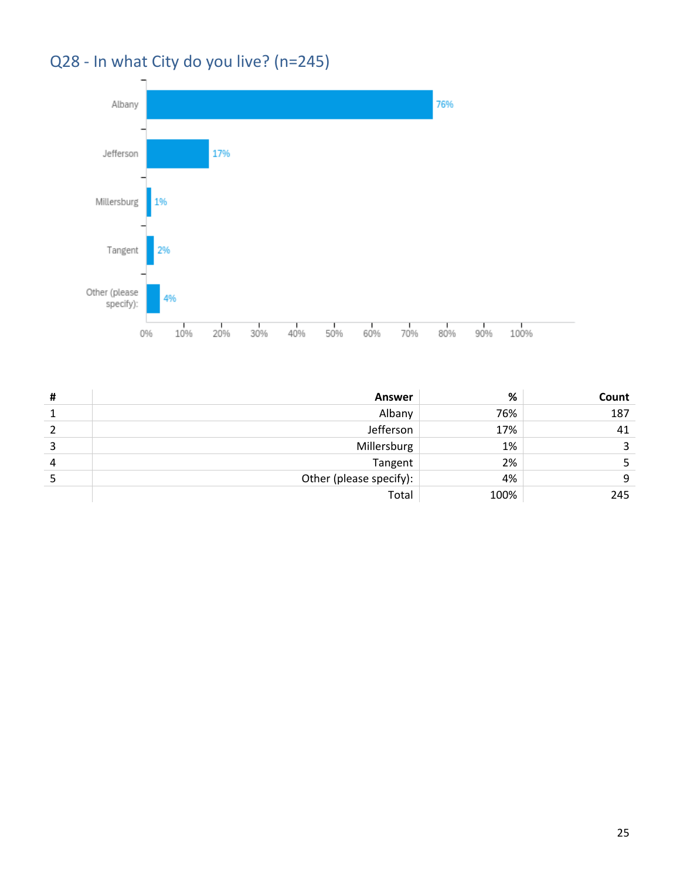## Q28 - In what City do you live? (n=245)

| # | Answer | % | Count |
|---|---|---|---|
| 1 | Albany | 76% | 187 |
| 2 | Jefferson | 17% | 41 |
| 3 | Millersburg | 1% | 3 |
| 4 | Tangent | 2% | 5 |
| 5 | Other (please specify): | 4% | 9 |
| | Total | 100% | 245 |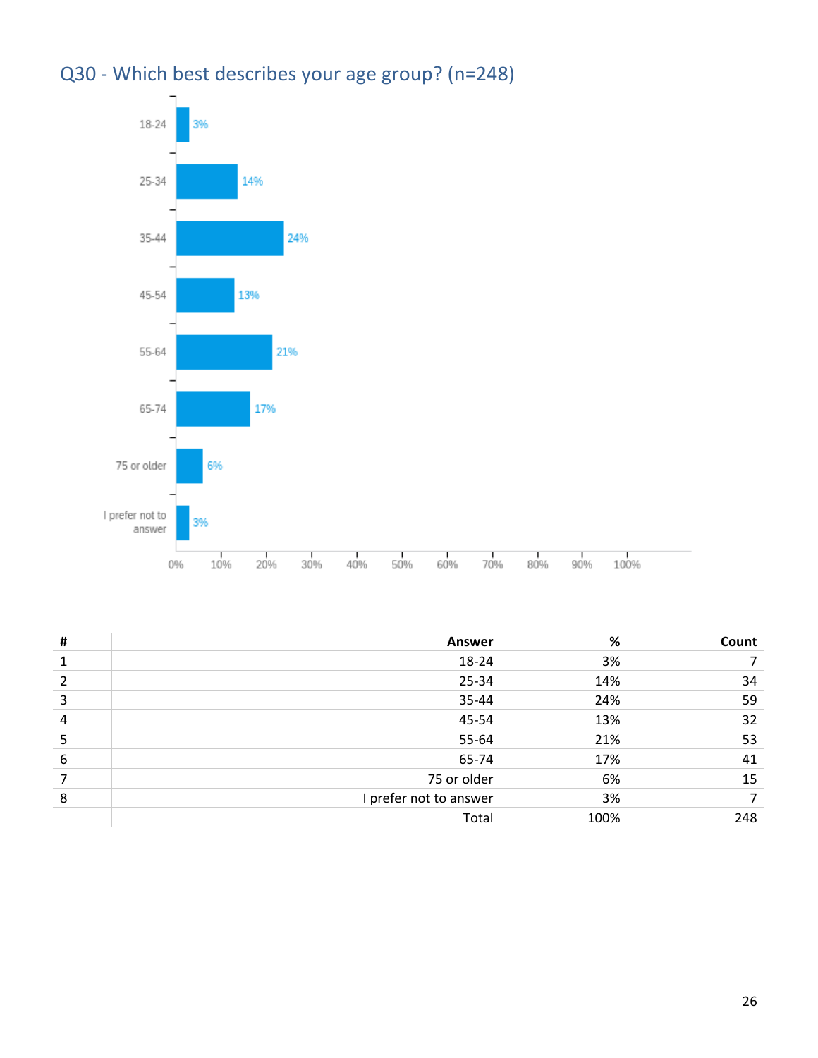## Q30 - Which best describes your age group? (n=248)

| # | Answer | % | Count |
|---|---|---|---|
| 1 | 18-24 | 3% | 7 |
| 2 | 25-34 | 14% | 34 |
| 3 | 35-44 | 24% | 59 |
| 4 | 45-54 | 13% | 32 |
| 5 | 55-64 | 21% | 53 |
| 6 | 65-74 | 17% | 41 |
| 7 | 75 or older | 6% | 15 |
| 8 | I prefer not to answer | 3% | 7 |
| | Total | 100% | 248 |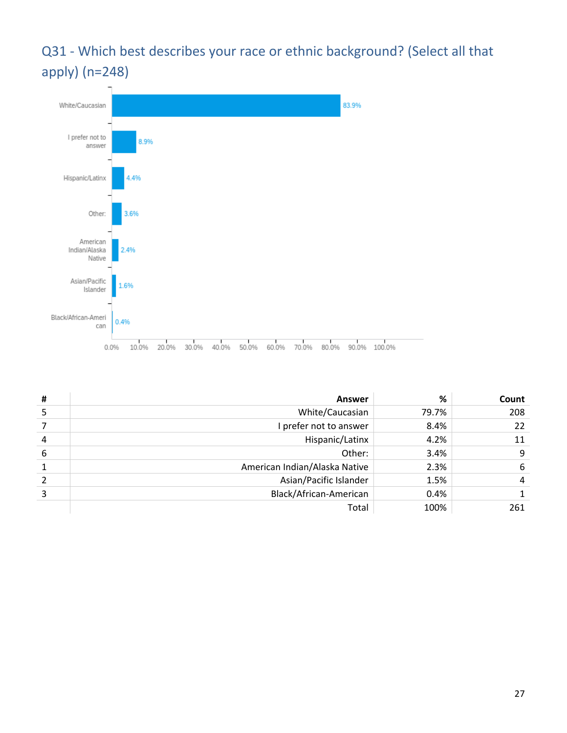## Q31 - Which best describes your race or ethnic background? (Select all that apply) (n=248)

| # | Answer | % | Count |
|---|---|---|---|
| 5 | White/Caucasian | 79.7% | 208 |
| 7 | I prefer not to answer | 8.4% | 22 |
| 4 | Hispanic/Latinx | 4.2% | 11 |
| 6 | Other: | 3.4% | 9 |
| 1 | American Indian/Alaska Native | 2.3% | 6 |
| 2 | Asian/Pacific Islander | 1.5% | 4 |
| 3 | Black/African-American | 0.4% | 1 |
| | Total | 100% | 261 |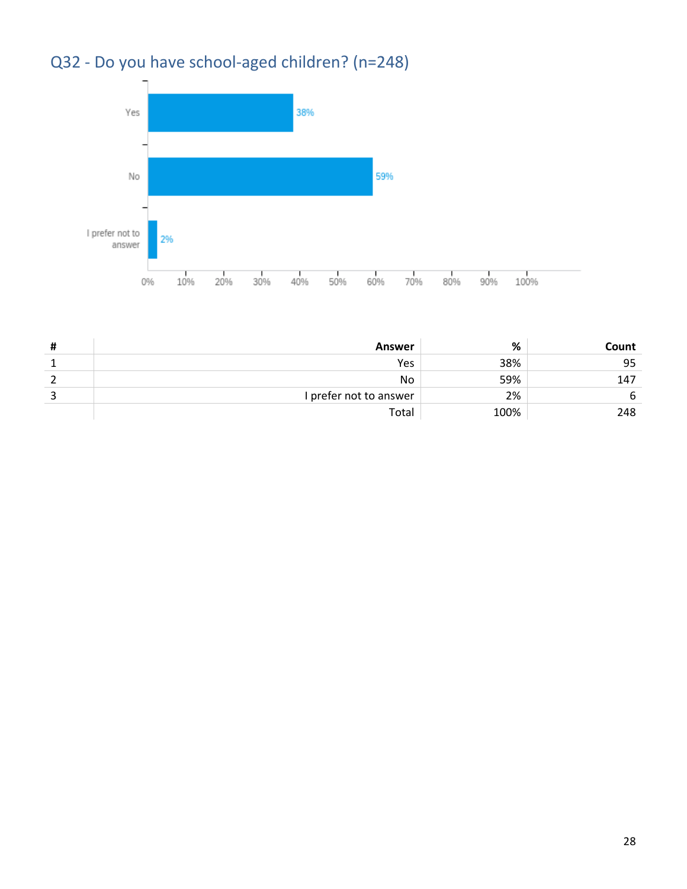## Q32 - Do you have school-aged children? (n=248)

| # | Answer | % | Count |
|---|---|---|---|
| 1 | Yes | 38% | 95 |
| 2 | No | 59% | 147 |
| 3 | I prefer not to answer | 2% | 6 |
| | Total | 100% | 248 |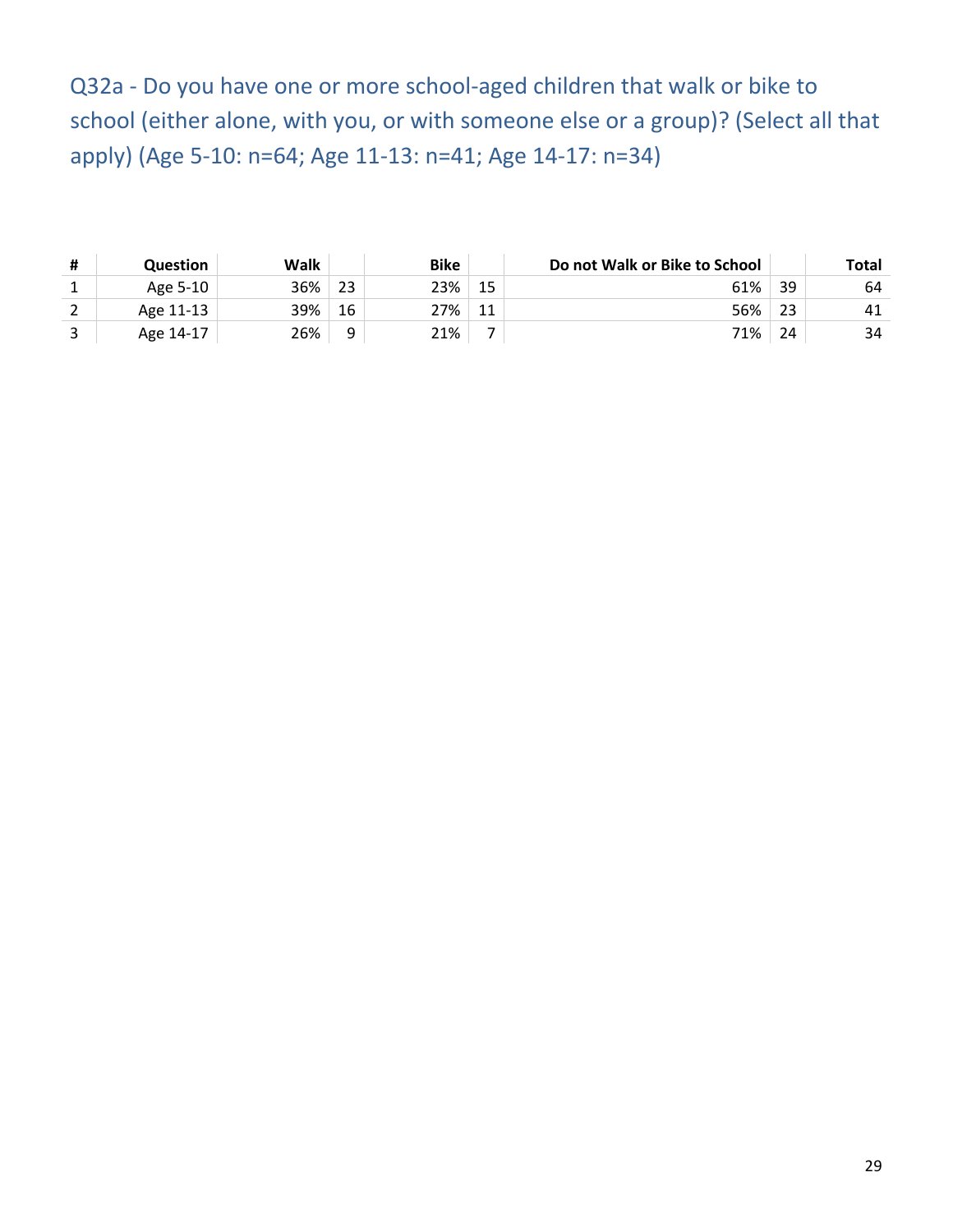Q32a - Do you have one or more school-aged children that walk or bike to school (either alone, with you, or with someone else or a group)? (Select all that apply) (Age 5-10: n=64; Age 11-13: n=41; Age 14-17: n=34)

| # | Question | Walk | | Bike | | Do not Walk or Bike to School | | Total |
|---|---|---|---|---|---|---|---|---|
| 1 | Age 5-10 | 36% | 23 | 23% | 15 | 61% | 39 | 64 |
| 2 | Age 11-13 | 39% | 16 | 27% | 11 | 56% | 23 | 41 |
| 3 | Age 14-17 | 26% | 9 | 21% | 7 | 71% | 24 | 34 |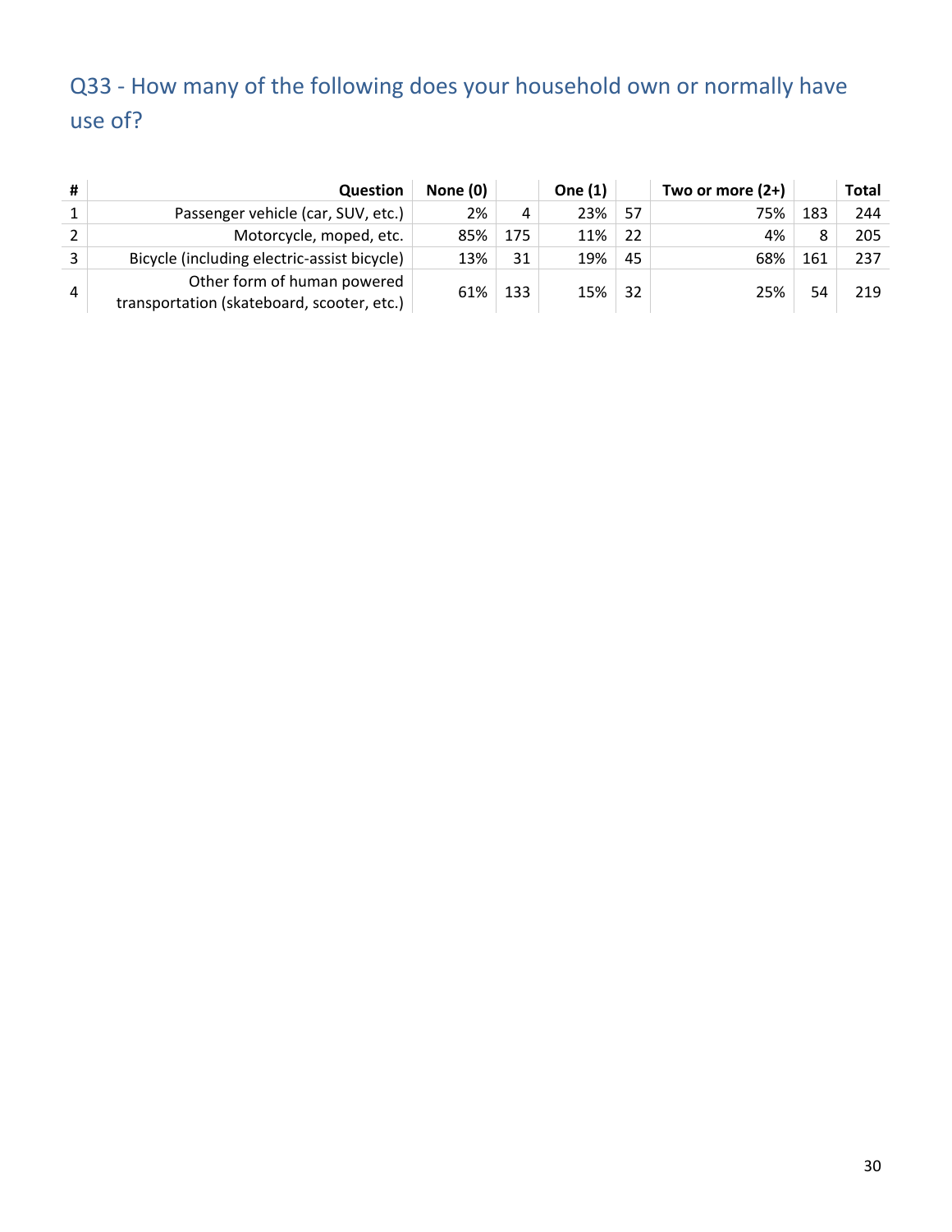## Q33 - How many of the following does your household own or normally have use of?

| # | Question | None (0) | | One (1) | | Two or more (2+) | | Total |
|---|---|---|---|---|---|---|---|---|
| 1 | Passenger vehicle (car, SUV, etc.) | 2% | 4 | 23% | 57 | 75% | 183 | 244 |
| 2 | Motorcycle, moped, etc. | 85% | 175 | 11% | 22 | 4% | 8 | 205 |
| 3 | Bicycle (including electric-assist bicycle) | 13% | 31 | 19% | 45 | 68% | 161 | 237 |
| 4 | Other form of human powered transportation (skateboard, scooter, etc.) | 61% | 133 | 15% | 32 | 25% | 54 | 219 |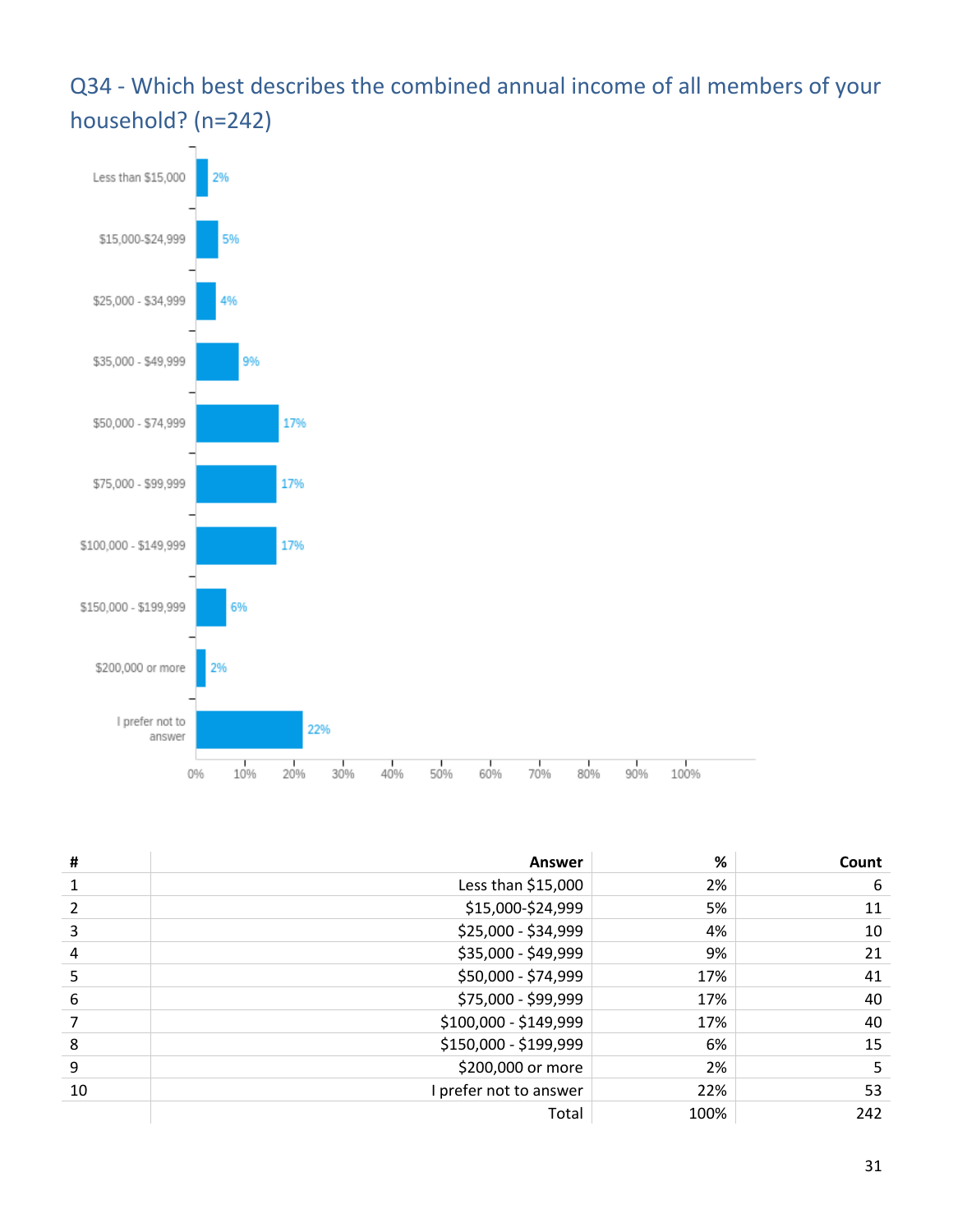## Q34 - Which best describes the combined annual income of all members of your household? (n=242)

| # | Answer | % | Count |
|---|---|---|---|
| 1 | Less than $15,000 | 2% | 6 |
| 2 | $15,000-$24,999 | 5% | 11 |
| 3 | $25,000 - $34,999 | 4% | 10 |
| 4 | $35,000 - $49,999 | 9% | 21 |
| 5 | $50,000 - $74,999 | 17% | 41 |
| 6 | $75,000 - $99,999 | 17% | 40 |
| 7 | $100,000 - $149,999 | 17% | 40 |
| 8 | $150,000 - $199,999 | 6% | 15 |
| 9 | $200,000 or more | 2% | 5 |
| 10 | I prefer not to answer | 22% | 53 |
| | Total | 100% | 242 |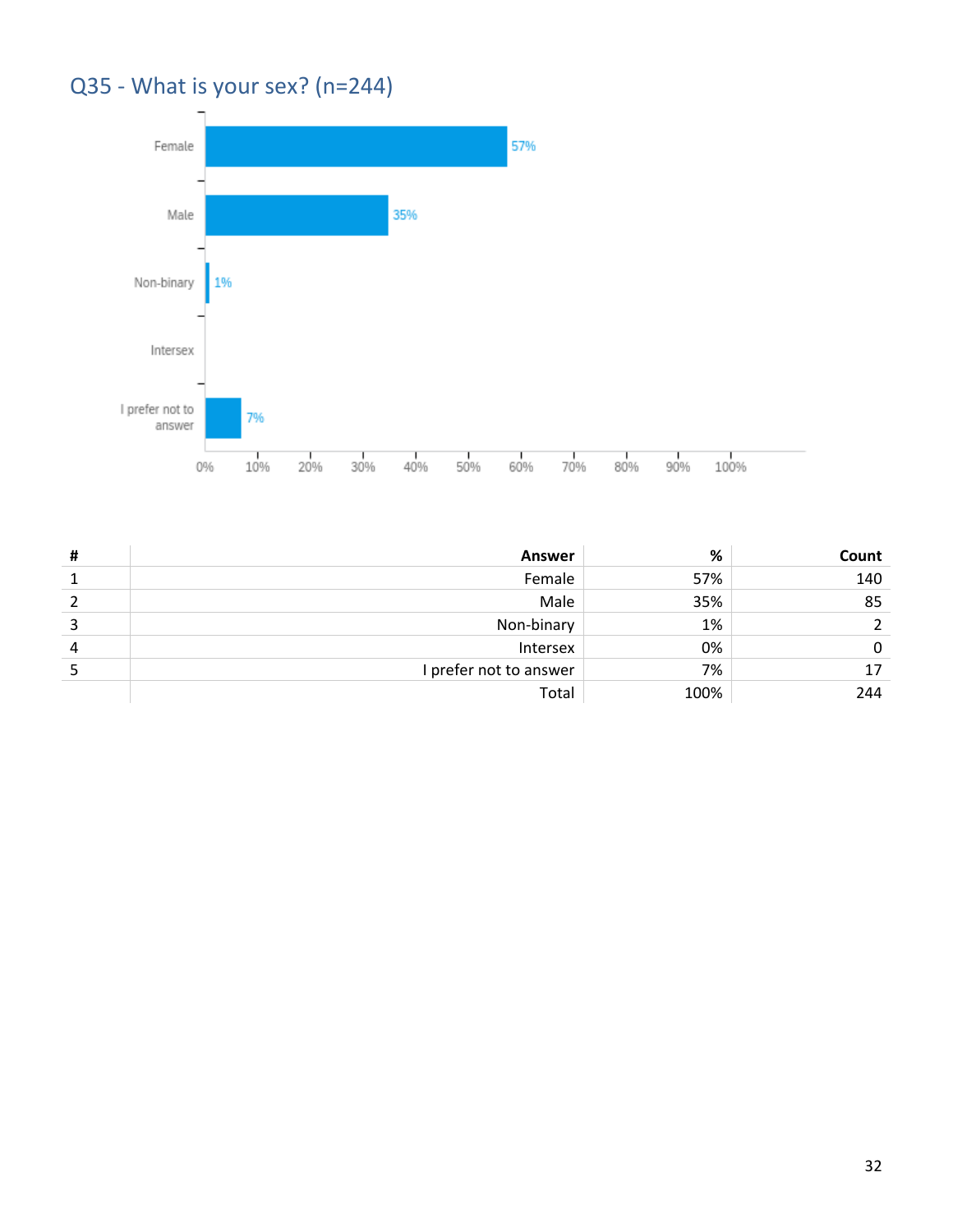## Q35 - What is your sex? (n=244)

Female
57%
Male
35%
Non-binary
1%
Intersex
I prefer not to answer
7%

0% 10% 20% 30% 40% 50% 60% 70% 80% 90% 100%

| # | Answer | % | Count |
|---|---|---|---|
| 1 | Female | 57% | 140 |
| 2 | Male | 35% | 85 |
| 3 | Non-binary | 1% | 2 |
| 4 | Intersex | 0% | 0 |
| 5 | I prefer not to answer | 7% | 17 |
| | Total | 100% | 244 |